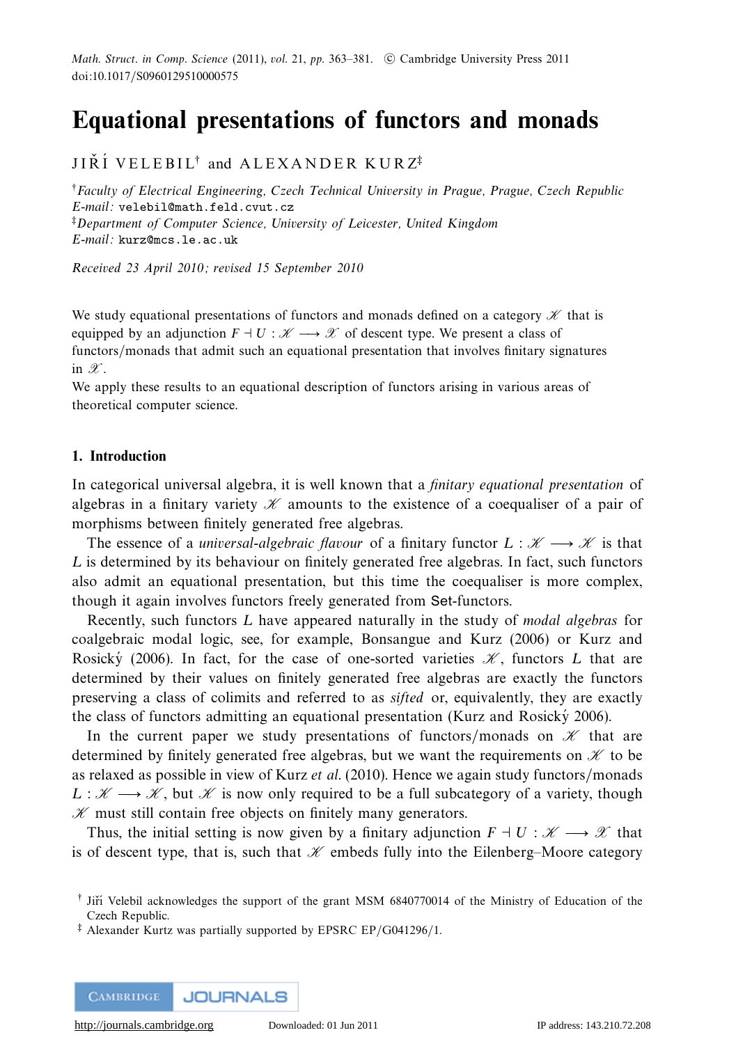# Equational presentations of functors and monads

JIŘÍ VELEBIL[†] and ALEXANDER KURZ[‡]

[†]*Faculty of Electrical Engineering, Czech Technical University in Prague, Prague, Czech Republic*
*E-mail:* velebil@math.feld.cvut.cz
[‡]*Department of Computer Science, University of Leicester, United Kingdom*
*E-mail:* kurz@mcs.le.ac.uk

*Received 23 April 2010; revised 15 September 2010*

We study equational presentations of functors and monads defined on a category $\mathscr{K}$ that is equipped by an adjunction $F \dashv U : \mathscr{K} \longrightarrow \mathscr{X}$ of descent type. We present a class of functors/monads that admit such an equational presentation that involves finitary signatures in $\mathscr{X}$.

We apply these results to an equational description of functors arising in various areas of theoretical computer science.

## 1. Introduction

In categorical universal algebra, it is well known that a *finitary equational presentation* of algebras in a finitary variety $\mathscr{K}$ amounts to the existence of a coequaliser of a pair of morphisms between finitely generated free algebras.

The essence of a *universal-algebraic flavour* of a finitary functor $L : \mathscr{K} \longrightarrow \mathscr{K}$ is that $L$ is determined by its behaviour on finitely generated free algebras. In fact, such functors also admit an equational presentation, but this time the coequaliser is more complex, though it again involves functors freely generated from Set-functors.

Recently, such functors $L$ have appeared naturally in the study of *modal algebras* for coalgebraic modal logic, see, for example, Bonsangue and Kurz (2006) or Kurz and Rosický (2006). In fact, for the case of one-sorted varieties $\mathscr{K}$, functors $L$ that are determined by their values on finitely generated free algebras are exactly the functors preserving a class of colimits and referred to as *sifted* or, equivalently, they are exactly the class of functors admitting an equational presentation (Kurz and Rosický 2006).

In the current paper we study presentations of functors/monads on $\mathscr{K}$ that are determined by finitely generated free algebras, but we want the requirements on $\mathscr{K}$ to be as relaxed as possible in view of Kurz *et al.* (2010). Hence we again study functors/monads $L : \mathscr{K} \longrightarrow \mathscr{K}$, but $\mathscr{K}$ is now only required to be a full subcategory of a variety, though $\mathscr{K}$ must still contain free objects on finitely many generators.

Thus, the initial setting is now given by a finitary adjunction $F \dashv U : \mathscr{K} \longrightarrow \mathscr{X}$ that is of descent type, that is, such that $\mathscr{K}$ embeds fully into the Eilenberg–Moore category

[†] Jiří Velebil acknowledges the support of the grant MSM 6840770014 of the Ministry of Education of the Czech Republic.
[‡] Alexander Kurtz was partially supported by EPSRC EP/G041296/1.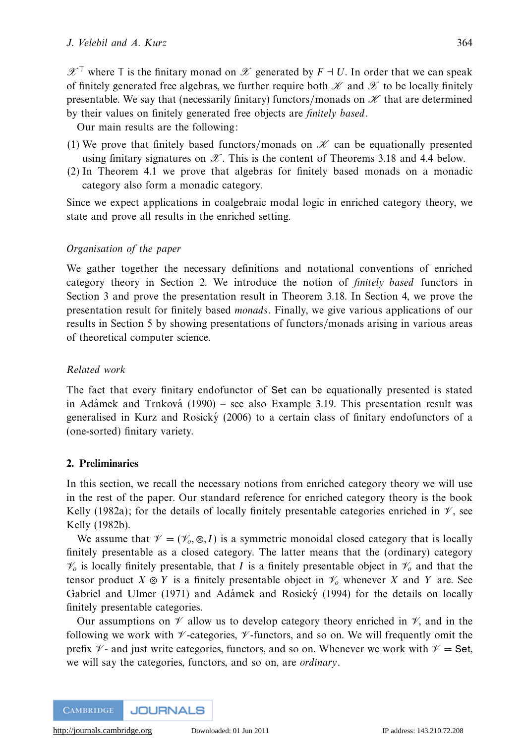$\mathscr{X}^{\mathbb{T}}$ where $\mathbb{T}$ is the finitary monad on $\mathscr{X}$ generated by $F \dashv U$. In order that we can speak of finitely generated free algebras, we further require both $\mathscr{K}$ and $\mathscr{X}$ to be locally finitely presentable. We say that (necessarily finitary) functors/monads on $\mathscr{K}$ that are determined by their values on finitely generated free objects are *finitely based*.

Our main results are the following:

(1) We prove that finitely based functors/monads on $\mathscr{K}$ can be equationally presented using finitary signatures on $\mathscr{X}$. This is the content of Theorems 3.18 and 4.4 below.

(2) In Theorem 4.1 we prove that algebras for finitely based monads on a monadic category also form a monadic category.

Since we expect applications in coalgebraic modal logic in enriched category theory, we state and prove all results in the enriched setting.

### Organisation of the paper

We gather together the necessary definitions and notational conventions of enriched category theory in Section 2. We introduce the notion of *finitely based* functors in Section 3 and prove the presentation result in Theorem 3.18. In Section 4, we prove the presentation result for finitely based *monads*. Finally, we give various applications of our results in Section 5 by showing presentations of functors/monads arising in various areas of theoretical computer science.

### Related work

The fact that every finitary endofunctor of Set can be equationally presented is stated in Adámek and Trnková (1990) – see also Example 3.19. This presentation result was generalised in Kurz and Rosický (2006) to a certain class of finitary endofunctors of a (one-sorted) finitary variety.

## 2. Preliminaries

In this section, we recall the necessary notions from enriched category theory we will use in the rest of the paper. Our standard reference for enriched category theory is the book Kelly (1982a); for the details of locally finitely presentable categories enriched in $\mathscr{V}$, see Kelly (1982b).

We assume that $\mathscr{V} = (\mathscr{V}_o, \otimes, I)$ is a symmetric monoidal closed category that is locally finitely presentable as a closed category. The latter means that the (ordinary) category $\mathscr{V}_o$ is locally finitely presentable, that $I$ is a finitely presentable object in $\mathscr{V}_o$ and that the tensor product $X \otimes Y$ is a finitely presentable object in $\mathscr{V}_o$ whenever $X$ and $Y$ are. See Gabriel and Ulmer (1971) and Adámek and Rosický (1994) for the details on locally finitely presentable categories.

Our assumptions on $\mathscr{V}$ allow us to develop category theory enriched in $\mathscr{V}$, and in the following we work with $\mathscr{V}$-categories, $\mathscr{V}$-functors, and so on. We will frequently omit the prefix $\mathscr{V}$- and just write categories, functors, and so on. Whenever we work with $\mathscr{V} = \mathsf{Set}$, we will say the categories, functors, and so on, are *ordinary*.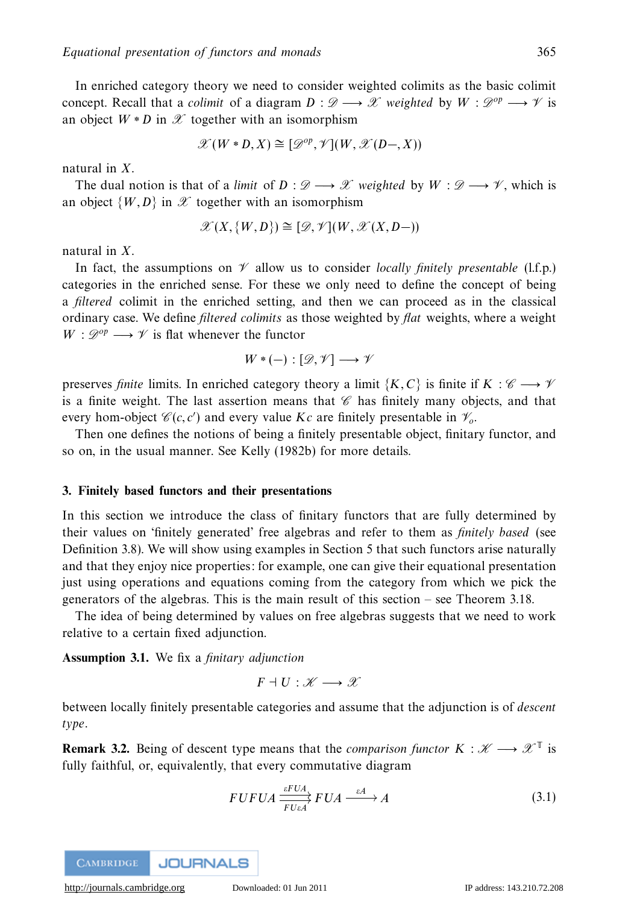In enriched category theory we need to consider weighted colimits as the basic colimit concept. Recall that a *colimit* of a diagram $D : \mathscr{D} \longrightarrow \mathscr{X}$ *weighted* by $W : \mathscr{D}^{op} \longrightarrow \mathscr{V}$ is an object $W * D$ in $\mathscr{X}$ together with an isomorphism

$$\mathscr{X}(W * D, X) \cong [\mathscr{D}^{op}, \mathscr{V}](W, \mathscr{X}(D-, X))$$

natural in $X$.

The dual notion is that of a *limit* of $D : \mathscr{D} \longrightarrow \mathscr{X}$ *weighted* by $W : \mathscr{D} \longrightarrow \mathscr{V}$, which is an object $\{W, D\}$ in $\mathscr{X}$ together with an isomorphism

$$\mathscr{X}(X, \{W, D\}) \cong [\mathscr{D}, \mathscr{V}](W, \mathscr{X}(X, D-))$$

natural in $X$.

In fact, the assumptions on $\mathscr{V}$ allow us to consider *locally finitely presentable* (l.f.p.) categories in the enriched sense. For these we only need to define the concept of being a *filtered* colimit in the enriched setting, and then we can proceed as in the classical ordinary case. We define *filtered colimits* as those weighted by *flat* weights, where a weight $W : \mathscr{D}^{op} \longrightarrow \mathscr{V}$ is flat whenever the functor

$$W * (-) : [\mathscr{D}, \mathscr{V}] \longrightarrow \mathscr{V}$$

preserves *finite* limits. In enriched category theory a limit $\{K, C\}$ is finite if $K : \mathscr{C} \longrightarrow \mathscr{V}$ is a finite weight. The last assertion means that $\mathscr{C}$ has finitely many objects, and that every hom-object $\mathscr{C}(c, c')$ and every value $Kc$ are finitely presentable in $\mathscr{V}_o$.

Then one defines the notions of being a finitely presentable object, finitary functor, and so on, in the usual manner. See Kelly (1982b) for more details.

## 3. Finitely based functors and their presentations

In this section we introduce the class of finitary functors that are fully determined by their values on 'finitely generated' free algebras and refer to them as *finitely based* (see Definition 3.8). We will show using examples in Section 5 that such functors arise naturally and that they enjoy nice properties: for example, one can give their equational presentation just using operations and equations coming from the category from which we pick the generators of the algebras. This is the main result of this section – see Theorem 3.18.

The idea of being determined by values on free algebras suggests that we need to work relative to a certain fixed adjunction.

**Assumption 3.1.** We fix a *finitary adjunction*

$$F \dashv U : \mathscr{K} \longrightarrow \mathscr{X}$$

between locally finitely presentable categories and assume that the adjunction is of *descent type*.

**Remark 3.2.** Being of descent type means that the *comparison functor* $K : \mathscr{K} \longrightarrow \mathscr{X}^{\mathbb{T}}$ is fully faithful, or, equivalently, that every commutative diagram

$$FUFUA \underset{FU\varepsilon A}{\overset{\varepsilon FUA}{\rightrightarrows}} FUA \xrightarrow{\varepsilon A} A \tag{3.1}$$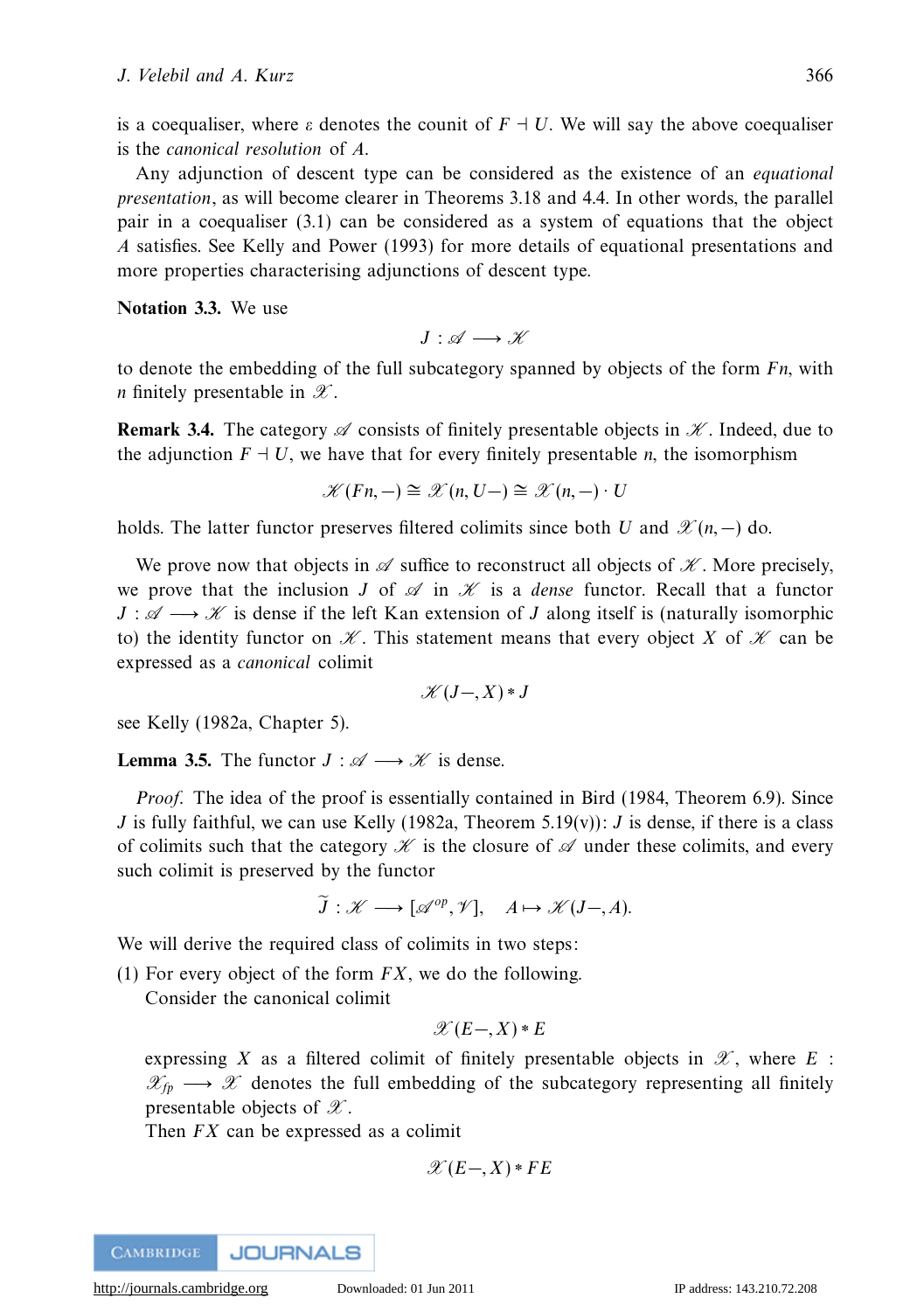is a coequaliser, where $\varepsilon$ denotes the counit of $F \dashv U$. We will say the above coequaliser is the *canonical resolution* of $A$.

Any adjunction of descent type can be considered as the existence of an *equational presentation*, as will become clearer in Theorems 3.18 and 4.4. In other words, the parallel pair in a coequaliser (3.1) can be considered as a system of equations that the object $A$ satisfies. See Kelly and Power (1993) for more details of equational presentations and more properties characterising adjunctions of descent type.

**Notation 3.3.** We use

$$J : \mathscr{A} \longrightarrow \mathscr{K}$$

to denote the embedding of the full subcategory spanned by objects of the form $Fn$, with $n$ finitely presentable in $\mathscr{X}$.

**Remark 3.4.** The category $\mathscr{A}$ consists of finitely presentable objects in $\mathscr{K}$. Indeed, due to the adjunction $F \dashv U$, we have that for every finitely presentable $n$, the isomorphism

$$\mathscr{K}(Fn, -) \cong \mathscr{X}(n, U-) \cong \mathscr{X}(n, -) \cdot U$$

holds. The latter functor preserves filtered colimits since both $U$ and $\mathscr{X}(n, -)$ do.

We prove now that objects in $\mathscr{A}$ suffice to reconstruct all objects of $\mathscr{K}$. More precisely, we prove that the inclusion $J$ of $\mathscr{A}$ in $\mathscr{K}$ is a *dense* functor. Recall that a functor $J : \mathscr{A} \longrightarrow \mathscr{K}$ is dense if the left Kan extension of $J$ along itself is (naturally isomorphic to) the identity functor on $\mathscr{K}$. This statement means that every object $X$ of $\mathscr{K}$ can be expressed as a *canonical* colimit

$$\mathscr{K}(J-, X) * J$$

see Kelly (1982a, Chapter 5).

**Lemma 3.5.** The functor $J : \mathscr{A} \longrightarrow \mathscr{K}$ is dense.

*Proof.* The idea of the proof is essentially contained in Bird (1984, Theorem 6.9). Since $J$ is fully faithful, we can use Kelly (1982a, Theorem 5.19(v)): $J$ is dense, if there is a class of colimits such that the category $\mathscr{K}$ is the closure of $\mathscr{A}$ under these colimits, and every such colimit is preserved by the functor

$$\widetilde{J} : \mathscr{K} \longrightarrow [\mathscr{A}^{op}, \mathscr{V}], \quad A \mapsto \mathscr{K}(J-, A).$$

We will derive the required class of colimits in two steps:

(1) For every object of the form $FX$, we do the following.
Consider the canonical colimit

$$\mathscr{X}(E-, X) * E$$

expressing $X$ as a filtered colimit of finitely presentable objects in $\mathscr{X}$, where $E : \mathscr{X}_{fp} \longrightarrow \mathscr{X}$ denotes the full embedding of the subcategory representing all finitely presentable objects of $\mathscr{X}$.
Then $FX$ can be expressed as a colimit

$$\mathscr{X}(E-, X) * FE$$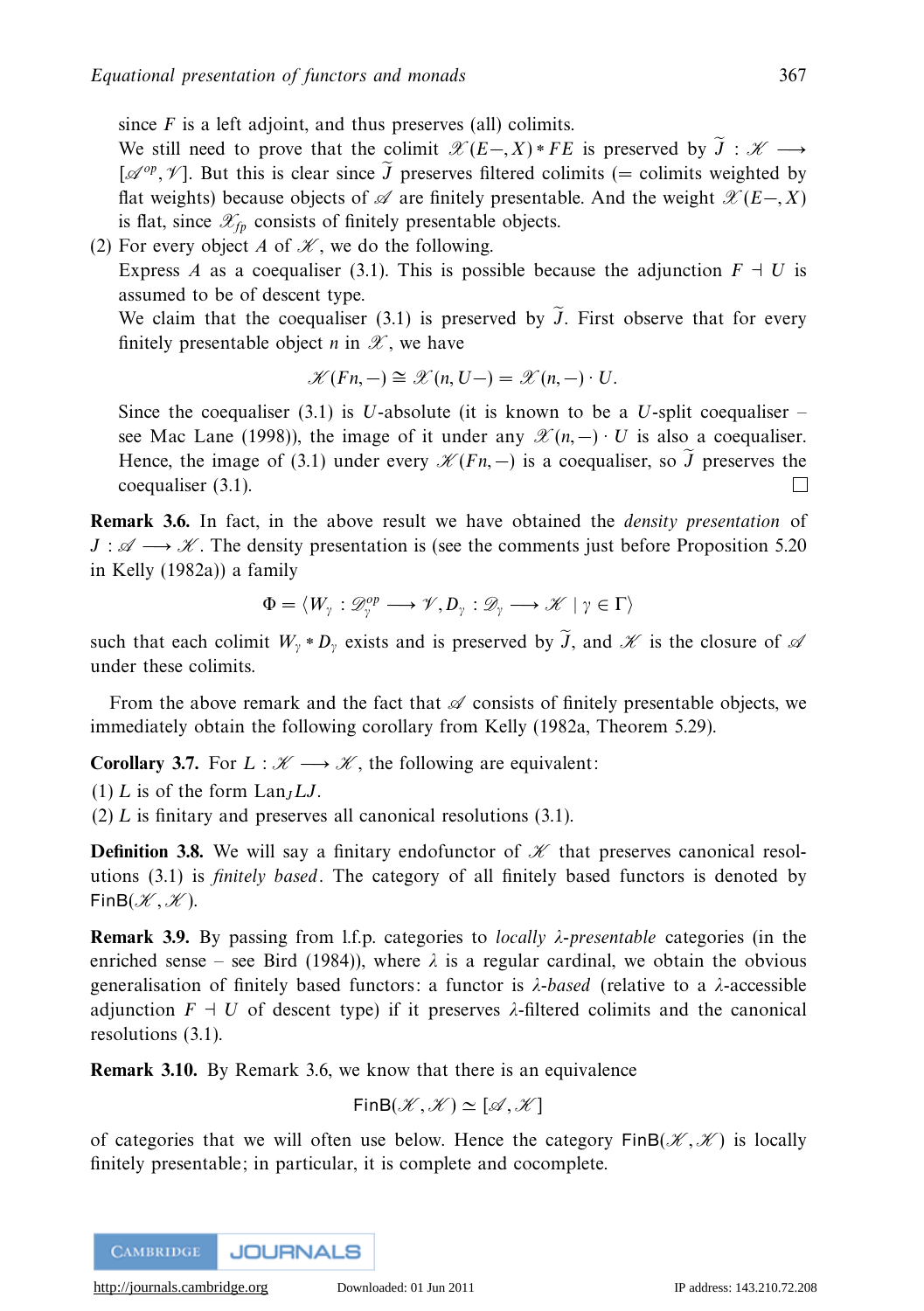since $F$ is a left adjoint, and thus preserves (all) colimits.

We still need to prove that the colimit $\mathscr{X}(E-,X) * FE$ is preserved by $\widetilde{J} : \mathscr{K} \longrightarrow [\mathscr{A}^{op}, \mathscr{V}]$. But this is clear since $\widetilde{J}$ preserves filtered colimits (= colimits weighted by flat weights) because objects of $\mathscr{A}$ are finitely presentable. And the weight $\mathscr{X}(E-,X)$ is flat, since $\mathscr{X}_{fp}$ consists of finitely presentable objects.

(2) For every object $A$ of $\mathscr{K}$, we do the following.

Express $A$ as a coequaliser (3.1). This is possible because the adjunction $F \dashv U$ is assumed to be of descent type.

We claim that the coequaliser (3.1) is preserved by $\widetilde{J}$. First observe that for every finitely presentable object $n$ in $\mathscr{X}$, we have

$$\mathscr{K}(Fn,-) \cong \mathscr{X}(n, U-) = \mathscr{X}(n,-) \cdot U.$$

Since the coequaliser (3.1) is $U$-absolute (it is known to be a $U$-split coequaliser – see Mac Lane (1998)), the image of it under any $\mathscr{X}(n,-) \cdot U$ is also a coequaliser. Hence, the image of (3.1) under every $\mathscr{K}(Fn,-)$ is a coequaliser, so $\widetilde{J}$ preserves the coequaliser (3.1). $\square$

**Remark 3.6.** In fact, in the above result we have obtained the *density presentation* of $J : \mathscr{A} \longrightarrow \mathscr{K}$. The density presentation is (see the comments just before Proposition 5.20 in Kelly (1982a)) a family

$$\Phi = \langle W_\gamma : \mathscr{D}_\gamma^{op} \longrightarrow \mathscr{V}, D_\gamma : \mathscr{D}_\gamma \longrightarrow \mathscr{K} \mid \gamma \in \Gamma \rangle$$

such that each colimit $W_\gamma * D_\gamma$ exists and is preserved by $\widetilde{J}$, and $\mathscr{K}$ is the closure of $\mathscr{A}$ under these colimits.

From the above remark and the fact that $\mathscr{A}$ consists of finitely presentable objects, we immediately obtain the following corollary from Kelly (1982a, Theorem 5.29).

**Corollary 3.7.** For $L : \mathscr{K} \longrightarrow \mathscr{K}$, the following are equivalent:

(1) $L$ is of the form $\mathrm{Lan}_J LJ$.

(2) $L$ is finitary and preserves all canonical resolutions (3.1).

**Definition 3.8.** We will say a finitary endofunctor of $\mathscr{K}$ that preserves canonical resolutions (3.1) is *finitely based*. The category of all finitely based functors is denoted by $\mathsf{FinB}(\mathscr{K}, \mathscr{K})$.

**Remark 3.9.** By passing from l.f.p. categories to *locally $\lambda$-presentable* categories (in the enriched sense – see Bird (1984)), where $\lambda$ is a regular cardinal, we obtain the obvious generalisation of finitely based functors: a functor is *$\lambda$-based* (relative to a $\lambda$-accessible adjunction $F \dashv U$ of descent type) if it preserves $\lambda$-filtered colimits and the canonical resolutions (3.1).

**Remark 3.10.** By Remark 3.6, we know that there is an equivalence

$$\mathsf{FinB}(\mathscr{K}, \mathscr{K}) \simeq [\mathscr{A}, \mathscr{K}]$$

of categories that we will often use below. Hence the category $\mathsf{FinB}(\mathscr{K}, \mathscr{K})$ is locally finitely presentable; in particular, it is complete and cocomplete.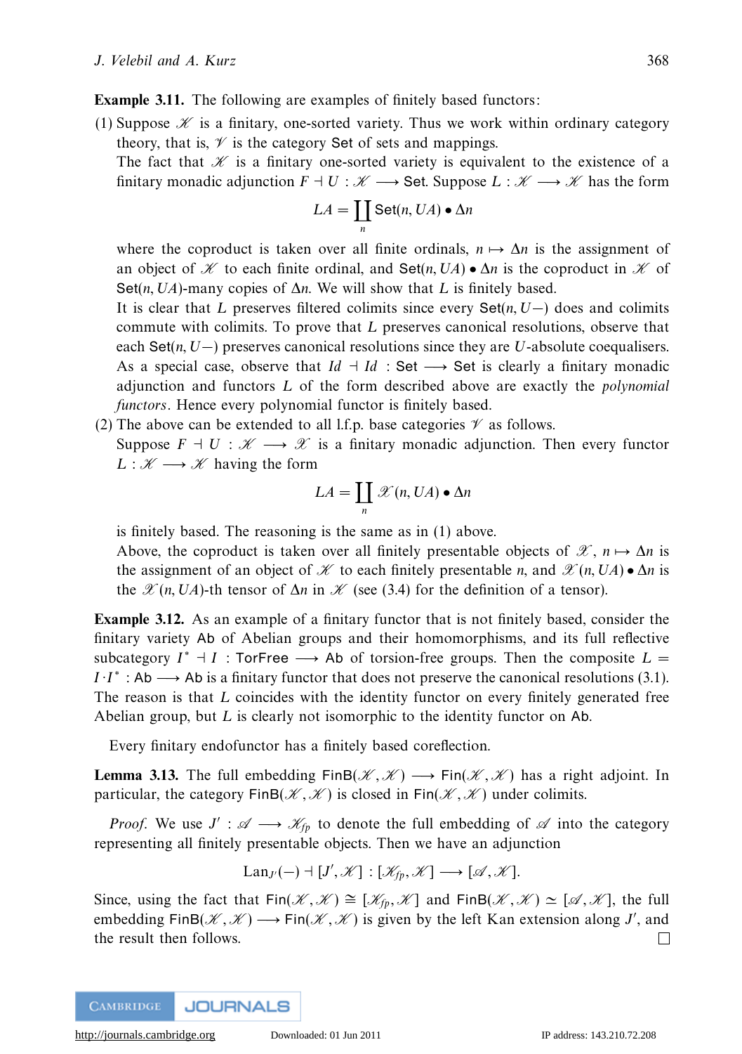**Example 3.11.** The following are examples of finitely based functors:

(1) Suppose $\mathscr{K}$ is a finitary, one-sorted variety. Thus we work within ordinary category theory, that is, $\mathscr{V}$ is the category $\mathsf{Set}$ of sets and mappings.

The fact that $\mathscr{K}$ is a finitary one-sorted variety is equivalent to the existence of a finitary monadic adjunction $F \dashv U : \mathscr{K} \longrightarrow \mathsf{Set}$. Suppose $L : \mathscr{K} \longrightarrow \mathscr{K}$ has the form

$$LA = \coprod_n \mathsf{Set}(n, UA) \bullet \Delta n$$

where the coproduct is taken over all finite ordinals, $n \mapsto \Delta n$ is the assignment of an object of $\mathscr{K}$ to each finite ordinal, and $\mathsf{Set}(n, UA) \bullet \Delta n$ is the coproduct in $\mathscr{K}$ of $\mathsf{Set}(n, UA)$-many copies of $\Delta n$. We will show that $L$ is finitely based.

It is clear that $L$ preserves filtered colimits since every $\mathsf{Set}(n, U-)$ does and colimits commute with colimits. To prove that $L$ preserves canonical resolutions, observe that each $\mathsf{Set}(n, U-)$ preserves canonical resolutions since they are $U$-absolute coequalisers. As a special case, observe that $Id \dashv Id : \mathsf{Set} \longrightarrow \mathsf{Set}$ is clearly a finitary monadic adjunction and functors $L$ of the form described above are exactly the *polynomial functors*. Hence every polynomial functor is finitely based.

(2) The above can be extended to all l.f.p. base categories $\mathscr{V}$ as follows.

Suppose $F \dashv U : \mathscr{K} \longrightarrow \mathscr{X}$ is a finitary monadic adjunction. Then every functor $L : \mathscr{K} \longrightarrow \mathscr{K}$ having the form

$$LA = \coprod_n \mathscr{X}(n, UA) \bullet \Delta n$$

is finitely based. The reasoning is the same as in (1) above.

Above, the coproduct is taken over all finitely presentable objects of $\mathscr{X}$, $n \mapsto \Delta n$ is the assignment of an object of $\mathscr{K}$ to each finitely presentable $n$, and $\mathscr{X}(n, UA) \bullet \Delta n$ is the $\mathscr{X}(n, UA)$-th tensor of $\Delta n$ in $\mathscr{K}$ (see (3.4) for the definition of a tensor).

**Example 3.12.** As an example of a finitary functor that is not finitely based, consider the finitary variety $\mathsf{Ab}$ of Abelian groups and their homomorphisms, and its full reflective subcategory $I^* \dashv I : \mathsf{TorFree} \longrightarrow \mathsf{Ab}$ of torsion-free groups. Then the composite $L = I \cdot I^* : \mathsf{Ab} \longrightarrow \mathsf{Ab}$ is a finitary functor that does not preserve the canonical resolutions (3.1). The reason is that $L$ coincides with the identity functor on every finitely generated free Abelian group, but $L$ is clearly not isomorphic to the identity functor on $\mathsf{Ab}$.

Every finitary endofunctor has a finitely based coreflection.

**Lemma 3.13.** The full embedding $\mathsf{FinB}(\mathscr{K}, \mathscr{K}) \longrightarrow \mathsf{Fin}(\mathscr{K}, \mathscr{K})$ has a right adjoint. In particular, the category $\mathsf{FinB}(\mathscr{K}, \mathscr{K})$ is closed in $\mathsf{Fin}(\mathscr{K}, \mathscr{K})$ under colimits.

*Proof.* We use $J' : \mathscr{A} \longrightarrow \mathscr{K}_{fp}$ to denote the full embedding of $\mathscr{A}$ into the category representing all finitely presentable objects. Then we have an adjunction

$$\mathrm{Lan}_{J'}(-) \dashv [J', \mathscr{K}] : [\mathscr{K}_{fp}, \mathscr{K}] \longrightarrow [\mathscr{A}, \mathscr{K}].$$

Since, using the fact that $\mathsf{Fin}(\mathscr{K}, \mathscr{K}) \cong [\mathscr{K}_{fp}, \mathscr{K}]$ and $\mathsf{FinB}(\mathscr{K}, \mathscr{K}) \simeq [\mathscr{A}, \mathscr{K}]$, the full embedding $\mathsf{FinB}(\mathscr{K}, \mathscr{K}) \longrightarrow \mathsf{Fin}(\mathscr{K}, \mathscr{K})$ is given by the left Kan extension along $J'$, and the result then follows. $\square$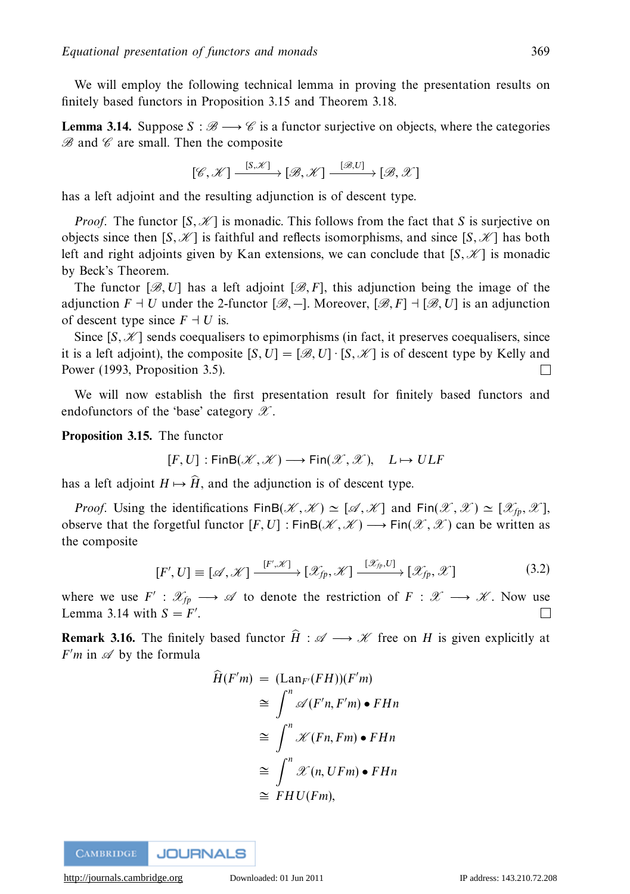We will employ the following technical lemma in proving the presentation results on finitely based functors in Proposition 3.15 and Theorem 3.18.

**Lemma 3.14.** Suppose $S : \mathscr{B} \longrightarrow \mathscr{C}$ is a functor surjective on objects, where the categories $\mathscr{B}$ and $\mathscr{C}$ are small. Then the composite

$$[\mathscr{C}, \mathscr{K}] \xrightarrow{[S,\mathscr{K}]} [\mathscr{B}, \mathscr{K}] \xrightarrow{[\mathscr{B},U]} [\mathscr{B}, \mathscr{X}]$$

has a left adjoint and the resulting adjunction is of descent type.

*Proof.* The functor $[S, \mathscr{K}]$ is monadic. This follows from the fact that $S$ is surjective on objects since then $[S, \mathscr{K}]$ is faithful and reflects isomorphisms, and since $[S, \mathscr{K}]$ has both left and right adjoints given by Kan extensions, we can conclude that $[S, \mathscr{K}]$ is monadic by Beck's Theorem.

The functor $[\mathscr{B}, U]$ has a left adjoint $[\mathscr{B}, F]$, this adjunction being the image of the adjunction $F \dashv U$ under the 2-functor $[\mathscr{B}, -]$. Moreover, $[\mathscr{B}, F] \dashv [\mathscr{B}, U]$ is an adjunction of descent type since $F \dashv U$ is.

Since $[S, \mathscr{K}]$ sends coequalisers to epimorphisms (in fact, it preserves coequalisers, since it is a left adjoint), the composite $[S, U] = [\mathscr{B}, U] \cdot [S, \mathscr{K}]$ is of descent type by Kelly and Power (1993, Proposition 3.5). □

We will now establish the first presentation result for finitely based functors and endofunctors of the 'base' category $\mathscr{X}$.

**Proposition 3.15.** The functor

$$[F, U] : \mathsf{FinB}(\mathscr{K}, \mathscr{K}) \longrightarrow \mathsf{Fin}(\mathscr{X}, \mathscr{X}), \quad L \mapsto ULF$$

has a left adjoint $H \mapsto \widehat{H}$, and the adjunction is of descent type.

*Proof.* Using the identifications $\mathsf{FinB}(\mathscr{K}, \mathscr{K}) \simeq [\mathscr{A}, \mathscr{K}]$ and $\mathsf{Fin}(\mathscr{X}, \mathscr{X}) \simeq [\mathscr{X}_{fp}, \mathscr{X}]$, observe that the forgetful functor $[F, U] : \mathsf{FinB}(\mathscr{K}, \mathscr{K}) \longrightarrow \mathsf{Fin}(\mathscr{X}, \mathscr{X})$ can be written as the composite

$$[F', U] \equiv [\mathscr{A}, \mathscr{K}] \xrightarrow{[F',\mathscr{K}]} [\mathscr{X}_{fp}, \mathscr{K}] \xrightarrow{[\mathscr{X}_{fp},U]} [\mathscr{X}_{fp}, \mathscr{X}] \tag{3.2}$$

where we use $F' : \mathscr{X}_{fp} \longrightarrow \mathscr{A}$ to denote the restriction of $F : \mathscr{X} \longrightarrow \mathscr{K}$. Now use Lemma 3.14 with $S = F'$. □

**Remark 3.16.** The finitely based functor $\widehat{H} : \mathscr{A} \longrightarrow \mathscr{K}$ free on $H$ is given explicitly at $F'm$ in $\mathscr{A}$ by the formula

$$\begin{aligned}
\widehat{H}(F'm) &= (\mathrm{Lan}_{F'}(FH))(F'm) \\
&\cong \int^{n} \mathscr{A}(F'n, F'm) \bullet FHn \\
&\cong \int^{n} \mathscr{K}(Fn, Fm) \bullet FHn \\
&\cong \int^{n} \mathscr{X}(n, UFm) \bullet FHn \\
&\cong FHU(Fm),
\end{aligned}$$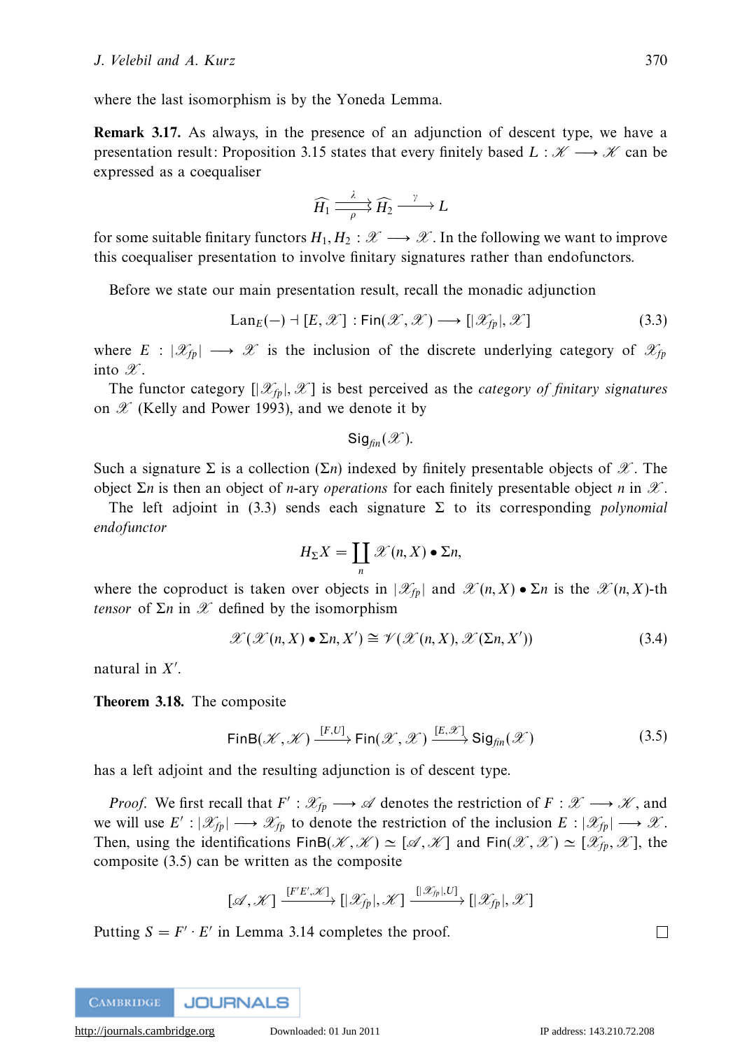where the last isomorphism is by the Yoneda Lemma.

**Remark 3.17.** As always, in the presence of an adjunction of descent type, we have a presentation result: Proposition 3.15 states that every finitely based $L : \mathscr{K} \longrightarrow \mathscr{K}$ can be expressed as a coequaliser

$$\widehat{H_1} \underset{\rho}{\overset{\lambda}{\rightrightarrows}} \widehat{H_2} \xrightarrow{\ \gamma\ } L$$

for some suitable finitary functors $H_1, H_2 : \mathscr{X} \longrightarrow \mathscr{X}$. In the following we want to improve this coequaliser presentation to involve finitary signatures rather than endofunctors.

Before we state our main presentation result, recall the monadic adjunction

$$\mathrm{Lan}_E(-) \dashv [E, \mathscr{X}] : \mathsf{Fin}(\mathscr{X}, \mathscr{X}) \longrightarrow [|\mathscr{X}_{fp}|, \mathscr{X}] \tag{3.3}$$

where $E : |\mathscr{X}_{fp}| \longrightarrow \mathscr{X}$ is the inclusion of the discrete underlying category of $\mathscr{X}_{fp}$ into $\mathscr{X}$.

The functor category $[|\mathscr{X}_{fp}|, \mathscr{X}]$ is best perceived as the *category of finitary signatures* on $\mathscr{X}$ (Kelly and Power 1993), and we denote it by

$$\mathsf{Sig}_{fin}(\mathscr{X}).$$

Such a signature $\Sigma$ is a collection $(\Sigma n)$ indexed by finitely presentable objects of $\mathscr{X}$. The object $\Sigma n$ is then an object of $n$-ary *operations* for each finitely presentable object $n$ in $\mathscr{X}$.

The left adjoint in (3.3) sends each signature $\Sigma$ to its corresponding *polynomial endofunctor*

$$H_\Sigma X = \coprod_n \mathscr{X}(n, X) \bullet \Sigma n,$$

where the coproduct is taken over objects in $|\mathscr{X}_{fp}|$ and $\mathscr{X}(n, X) \bullet \Sigma n$ is the $\mathscr{X}(n, X)$-th *tensor* of $\Sigma n$ in $\mathscr{X}$ defined by the isomorphism

$$\mathscr{X}(\mathscr{X}(n, X) \bullet \Sigma n, X') \cong \mathscr{V}(\mathscr{X}(n, X), \mathscr{X}(\Sigma n, X')) \tag{3.4}$$

natural in $X'$.

**Theorem 3.18.** The composite

$$\mathsf{FinB}(\mathscr{K}, \mathscr{K}) \xrightarrow{[F,U]} \mathsf{Fin}(\mathscr{X}, \mathscr{X}) \xrightarrow{[E,\mathscr{X}]} \mathsf{Sig}_{fin}(\mathscr{X}) \tag{3.5}$$

has a left adjoint and the resulting adjunction is of descent type.

*Proof.* We first recall that $F' : \mathscr{X}_{fp} \longrightarrow \mathscr{A}$ denotes the restriction of $F : \mathscr{X} \longrightarrow \mathscr{K}$, and we will use $E' : |\mathscr{X}_{fp}| \longrightarrow \mathscr{X}_{fp}$ to denote the restriction of the inclusion $E : |\mathscr{X}_{fp}| \longrightarrow \mathscr{X}$. Then, using the identifications $\mathsf{FinB}(\mathscr{K}, \mathscr{K}) \simeq [\mathscr{A}, \mathscr{K}]$ and $\mathsf{Fin}(\mathscr{X}, \mathscr{X}) \simeq [\mathscr{X}_{fp}, \mathscr{X}]$, the composite (3.5) can be written as the composite

$$[\mathscr{A}, \mathscr{K}] \xrightarrow{[F'E', \mathscr{K}]} [|\mathscr{X}_{fp}|, \mathscr{K}] \xrightarrow{[|\mathscr{X}_{fp}|, U]} [|\mathscr{X}_{fp}|, \mathscr{X}]$$

Putting $S = F' \cdot E'$ in Lemma 3.14 completes the proof. $\square$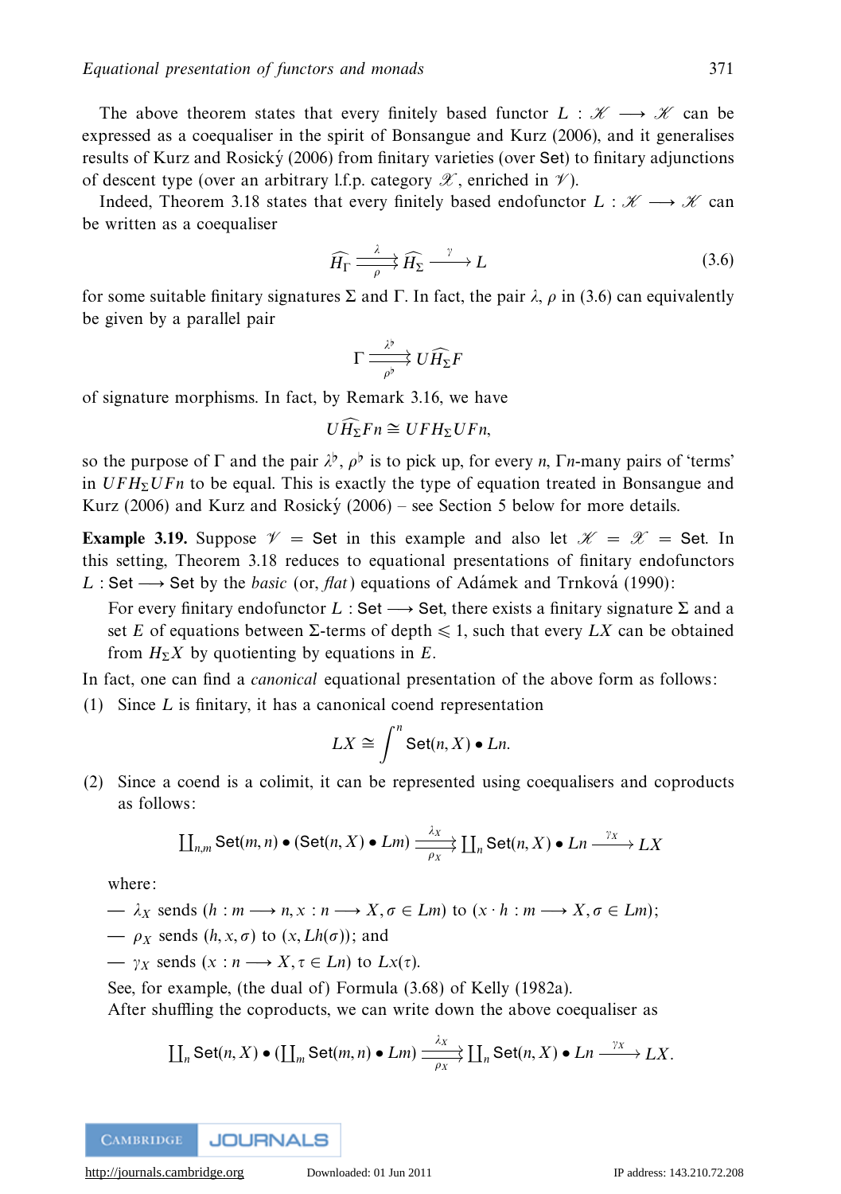The above theorem states that every finitely based functor $L : \mathscr{K} \longrightarrow \mathscr{K}$ can be expressed as a coequaliser in the spirit of Bonsangue and Kurz (2006), and it generalises results of Kurz and Rosický (2006) from finitary varieties (over $\mathsf{Set}$) to finitary adjunctions of descent type (over an arbitrary l.f.p. category $\mathscr{X}$, enriched in $\mathscr{V}$).

Indeed, Theorem 3.18 states that every finitely based endofunctor $L : \mathscr{K} \longrightarrow \mathscr{K}$ can be written as a coequaliser

$$\widehat{H_\Gamma} \underset{\rho}{\overset{\lambda}{\rightrightarrows}} \widehat{H_\Sigma} \xrightarrow{\ \gamma\ } L \tag{3.6}$$

for some suitable finitary signatures $\Sigma$ and $\Gamma$. In fact, the pair $\lambda$, $\rho$ in (3.6) can equivalently be given by a parallel pair

$$\Gamma \underset{\rho^\flat}{\overset{\lambda^\flat}{\rightrightarrows}} U\widehat{H_\Sigma}F$$

of signature morphisms. In fact, by Remark 3.16, we have

$$U\widehat{H_\Sigma}Fn \cong UFH_\Sigma UFn,$$

so the purpose of $\Gamma$ and the pair $\lambda^\flat$, $\rho^\flat$ is to pick up, for every $n$, $\Gamma n$-many pairs of 'terms' in $UFH_\Sigma UFn$ to be equal. This is exactly the type of equation treated in Bonsangue and Kurz (2006) and Kurz and Rosický (2006) – see Section 5 below for more details.

**Example 3.19.** Suppose $\mathscr{V} = \mathsf{Set}$ in this example and also let $\mathscr{K} = \mathscr{X} = \mathsf{Set}$. In this setting, Theorem 3.18 reduces to equational presentations of finitary endofunctors $L : \mathsf{Set} \longrightarrow \mathsf{Set}$ by the *basic* (or, *flat*) equations of Adámek and Trnková (1990):

For every finitary endofunctor $L : \mathsf{Set} \longrightarrow \mathsf{Set}$, there exists a finitary signature $\Sigma$ and a set $E$ of equations between $\Sigma$-terms of depth $\leqslant 1$, such that every $LX$ can be obtained from $H_\Sigma X$ by quotienting by equations in $E$.

In fact, one can find a *canonical* equational presentation of the above form as follows:

(1) Since $L$ is finitary, it has a canonical coend representation

$$LX \cong \int^n \mathsf{Set}(n, X) \bullet Ln.$$

(2) Since a coend is a colimit, it can be represented using coequalisers and coproducts as follows:

$$\textstyle\coprod_{n,m} \mathsf{Set}(m, n) \bullet (\mathsf{Set}(n, X) \bullet Lm) \underset{\rho_X}{\overset{\lambda_X}{\rightrightarrows}} \coprod_n \mathsf{Set}(n, X) \bullet Ln \xrightarrow{\ \gamma_X\ } LX$$

where:

— $\lambda_X$ sends $(h : m \longrightarrow n, x : n \longrightarrow X, \sigma \in Lm)$ to $(x \cdot h : m \longrightarrow X, \sigma \in Lm)$;

— $\rho_X$ sends $(h, x, \sigma)$ to $(x, Lh(\sigma))$; and

— $\gamma_X$ sends $(x : n \longrightarrow X, \tau \in Ln)$ to $Lx(\tau)$.

See, for example, (the dual of) Formula (3.68) of Kelly (1982a).

After shuffling the coproducts, we can write down the above coequaliser as

$$\textstyle\coprod_n \mathsf{Set}(n, X) \bullet (\coprod_m \mathsf{Set}(m, n) \bullet Lm) \underset{\rho_X}{\overset{\lambda_X}{\rightrightarrows}} \coprod_n \mathsf{Set}(n, X) \bullet Ln \xrightarrow{\ \gamma_X\ } LX.$$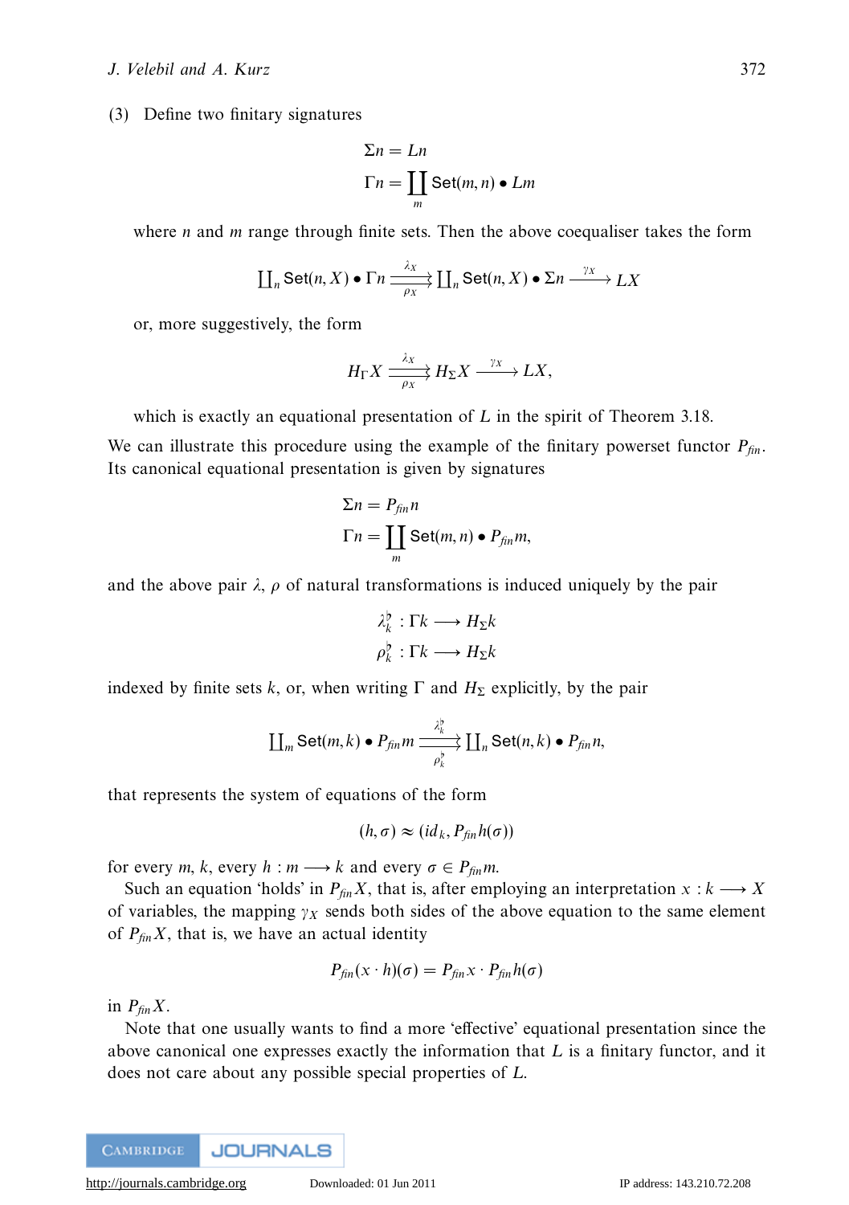(3) Define two finitary signatures

$$\Sigma n = Ln$$
$$\Gamma n = \coprod_m \mathsf{Set}(m, n) \bullet Lm$$

where $n$ and $m$ range through finite sets. Then the above coequaliser takes the form

$$\coprod_n \mathsf{Set}(n, X) \bullet \Gamma n \underset{\rho_X}{\overset{\lambda_X}{\rightrightarrows}} \coprod_n \mathsf{Set}(n, X) \bullet \Sigma n \xrightarrow{\gamma_X} LX$$

or, more suggestively, the form

$$H_\Gamma X \underset{\rho_X}{\overset{\lambda_X}{\rightrightarrows}} H_\Sigma X \xrightarrow{\gamma_X} LX,$$

which is exactly an equational presentation of $L$ in the spirit of Theorem 3.18.

We can illustrate this procedure using the example of the finitary powerset functor $P_{\mathit{fin}}$. Its canonical equational presentation is given by signatures

$$\Sigma n = P_{\mathit{fin}} n$$
$$\Gamma n = \coprod_m \mathsf{Set}(m, n) \bullet P_{\mathit{fin}} m,$$

and the above pair $\lambda$, $\rho$ of natural transformations is induced uniquely by the pair

$$\lambda_k^\flat : \Gamma k \longrightarrow H_\Sigma k$$
$$\rho_k^\flat : \Gamma k \longrightarrow H_\Sigma k$$

indexed by finite sets $k$, or, when writing $\Gamma$ and $H_\Sigma$ explicitly, by the pair

$$\coprod_m \mathsf{Set}(m, k) \bullet P_{\mathit{fin}} m \underset{\rho_k^\flat}{\overset{\lambda_k^\flat}{\rightrightarrows}} \coprod_n \mathsf{Set}(n, k) \bullet P_{\mathit{fin}} n,$$

that represents the system of equations of the form

$$(h, \sigma) \approx (id_k, P_{\mathit{fin}} h(\sigma))$$

for every $m$, $k$, every $h : m \longrightarrow k$ and every $\sigma \in P_{\mathit{fin}} m$.

Such an equation 'holds' in $P_{\mathit{fin}} X$, that is, after employing an interpretation $x : k \longrightarrow X$ of variables, the mapping $\gamma_X$ sends both sides of the above equation to the same element of $P_{\mathit{fin}} X$, that is, we have an actual identity

$$P_{\mathit{fin}}(x \cdot h)(\sigma) = P_{\mathit{fin}} x \cdot P_{\mathit{fin}} h(\sigma)$$

in $P_{\mathit{fin}} X$.

Note that one usually wants to find a more 'effective' equational presentation since the above canonical one expresses exactly the information that $L$ is a finitary functor, and it does not care about any possible special properties of $L$.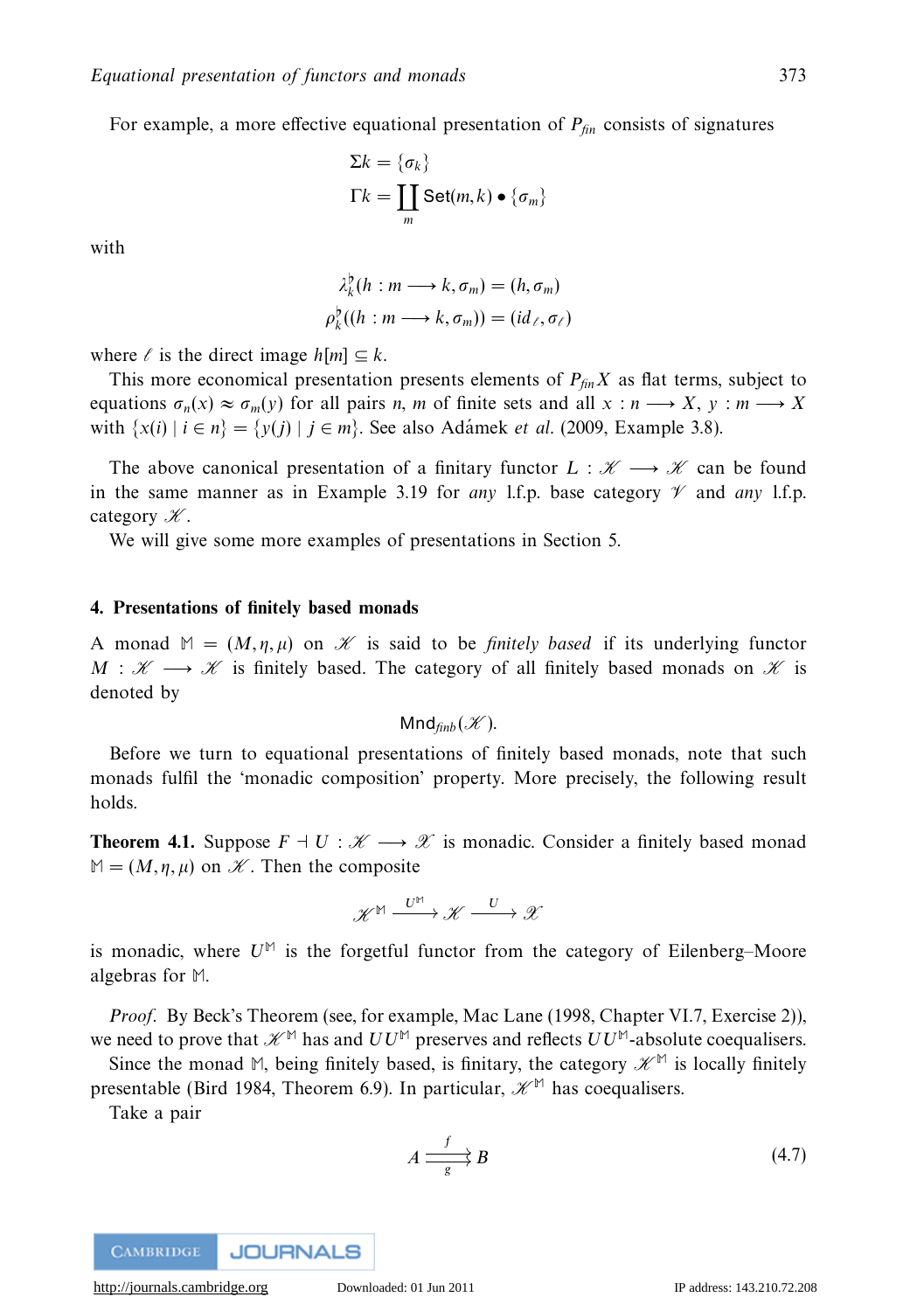For example, a more effective equational presentation of $P_{fin}$ consists of signatures

$$\Sigma k = \{\sigma_k\}$$
$$\Gamma k = \coprod_m \mathsf{Set}(m,k) \bullet \{\sigma_m\}$$

with

$$\lambda_k^\flat(h : m \longrightarrow k, \sigma_m) = (h, \sigma_m)$$
$$\rho_k^\flat((h : m \longrightarrow k, \sigma_m)) = (id_\ell, \sigma_\ell)$$

where $\ell$ is the direct image $h[m] \subseteq k$.

This more economical presentation presents elements of $P_{fin}X$ as flat terms, subject to equations $\sigma_n(x) \approx \sigma_m(y)$ for all pairs $n$, $m$ of finite sets and all $x : n \longrightarrow X$, $y : m \longrightarrow X$ with $\{x(i) \mid i \in n\} = \{y(j) \mid j \in m\}$. See also Adámek *et al.* (2009, Example 3.8).

The above canonical presentation of a finitary functor $L : \mathscr{K} \longrightarrow \mathscr{K}$ can be found in the same manner as in Example 3.19 for *any* l.f.p. base category $\mathscr{V}$ and *any* l.f.p. category $\mathscr{K}$.

We will give some more examples of presentations in Section 5.

## 4. Presentations of finitely based monads

A monad $\mathbb{M} = (M, \eta, \mu)$ on $\mathscr{K}$ is said to be *finitely based* if its underlying functor $M : \mathscr{K} \longrightarrow \mathscr{K}$ is finitely based. The category of all finitely based monads on $\mathscr{K}$ is denoted by

$$\mathsf{Mnd}_{finb}(\mathscr{K}).$$

Before we turn to equational presentations of finitely based monads, note that such monads fulfil the 'monadic composition' property. More precisely, the following result holds.

**Theorem 4.1.** Suppose $F \dashv U : \mathscr{K} \longrightarrow \mathscr{X}$ is monadic. Consider a finitely based monad $\mathbb{M} = (M, \eta, \mu)$ on $\mathscr{K}$. Then the composite

$$\mathscr{K}^{\mathbb{M}} \xrightarrow{U^{\mathbb{M}}} \mathscr{K} \xrightarrow{U} \mathscr{X}$$

is monadic, where $U^{\mathbb{M}}$ is the forgetful functor from the category of Eilenberg–Moore algebras for $\mathbb{M}$.

*Proof*. By Beck's Theorem (see, for example, Mac Lane (1998, Chapter VI.7, Exercise 2)), we need to prove that $\mathscr{K}^{\mathbb{M}}$ has and $UU^{\mathbb{M}}$ preserves and reflects $UU^{\mathbb{M}}$-absolute coequalisers.

Since the monad $\mathbb{M}$, being finitely based, is finitary, the category $\mathscr{K}^{\mathbb{M}}$ is locally finitely presentable (Bird 1984, Theorem 6.9). In particular, $\mathscr{K}^{\mathbb{M}}$ has coequalisers.

Take a pair

$$A \underset{g}{\overset{f}{\rightrightarrows}} B \tag{4.7}$$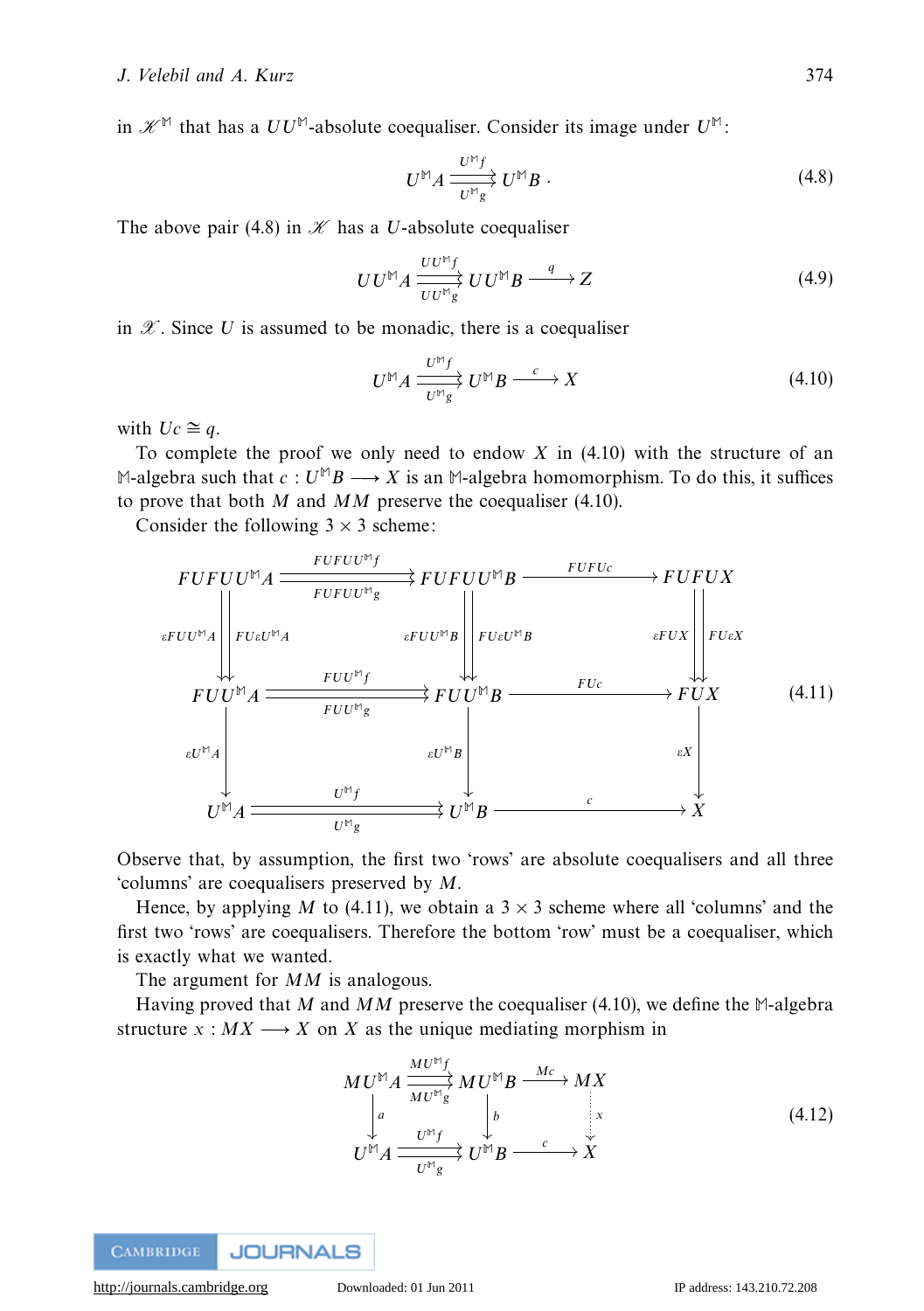in $\mathscr{K}^{\mathbb{M}}$ that has a $UU^{\mathbb{M}}$-absolute coequaliser. Consider its image under $U^{\mathbb{M}}$:

$$U^{\mathbb{M}}A \underset{U^{\mathbb{M}}g}{\overset{U^{\mathbb{M}}f}{\rightrightarrows}} U^{\mathbb{M}}B\,. \tag{4.8}$$

The above pair (4.8) in $\mathscr{K}$ has a $U$-absolute coequaliser

$$UU^{\mathbb{M}}A \underset{UU^{\mathbb{M}}g}{\overset{UU^{\mathbb{M}}f}{\rightrightarrows}} UU^{\mathbb{M}}B \xrightarrow{\;q\;} Z \tag{4.9}$$

in $\mathscr{X}$. Since $U$ is assumed to be monadic, there is a coequaliser

$$U^{\mathbb{M}}A \underset{U^{\mathbb{M}}g}{\overset{U^{\mathbb{M}}f}{\rightrightarrows}} U^{\mathbb{M}}B \xrightarrow{\;c\;} X \tag{4.10}$$

with $Uc \cong q$.

To complete the proof we only need to endow $X$ in (4.10) with the structure of an $\mathbb{M}$-algebra such that $c : U^{\mathbb{M}}B \longrightarrow X$ is an $\mathbb{M}$-algebra homomorphism. To do this, it suffices to prove that both $M$ and $MM$ preserve the coequaliser (4.10).

Consider the following $3 \times 3$ scheme:

$$\begin{array}{ccccc}
FUFUU^{\mathbb{M}}A & \underset{FUFUU^{\mathbb{M}}g}{\overset{FUFUU^{\mathbb{M}}f}{\rightrightarrows}} & FUFUU^{\mathbb{M}}B & \xrightarrow{FUFUc} & FUFUX \\
{\scriptstyle \varepsilon FUU^{\mathbb{M}}A}\downarrow\downarrow{\scriptstyle FU\varepsilon U^{\mathbb{M}}A} & & {\scriptstyle \varepsilon FUU^{\mathbb{M}}B}\downarrow\downarrow{\scriptstyle FU\varepsilon U^{\mathbb{M}}B} & & {\scriptstyle \varepsilon FUX}\downarrow\downarrow{\scriptstyle FU\varepsilon X} \\
FUU^{\mathbb{M}}A & \underset{FUU^{\mathbb{M}}g}{\overset{FUU^{\mathbb{M}}f}{\rightrightarrows}} & FUU^{\mathbb{M}}B & \xrightarrow{FUc} & FUX \\
{\scriptstyle \varepsilon U^{\mathbb{M}}A}\downarrow & & {\scriptstyle \varepsilon U^{\mathbb{M}}B}\downarrow & & \downarrow{\scriptstyle \varepsilon X} \\
U^{\mathbb{M}}A & \underset{U^{\mathbb{M}}g}{\overset{U^{\mathbb{M}}f}{\rightrightarrows}} & U^{\mathbb{M}}B & \xrightarrow{\;c\;} & X
\end{array} \tag{4.11}$$

Observe that, by assumption, the first two 'rows' are absolute coequalisers and all three 'columns' are coequalisers preserved by $M$.

Hence, by applying $M$ to (4.11), we obtain a $3 \times 3$ scheme where all 'columns' and the first two 'rows' are coequalisers. Therefore the bottom 'row' must be a coequaliser, which is exactly what we wanted.

The argument for $MM$ is analogous.

Having proved that $M$ and $MM$ preserve the coequaliser (4.10), we define the $\mathbb{M}$-algebra structure $x : MX \longrightarrow X$ on $X$ as the unique mediating morphism in

$$\begin{array}{ccccc}
MU^{\mathbb{M}}A & \underset{MU^{\mathbb{M}}g}{\overset{MU^{\mathbb{M}}f}{\rightrightarrows}} & MU^{\mathbb{M}}B & \xrightarrow{Mc} & MX \\
{\scriptstyle a}\downarrow & & {\scriptstyle b}\downarrow & & \vdots\,{\scriptstyle x} \\
U^{\mathbb{M}}A & \underset{U^{\mathbb{M}}g}{\overset{U^{\mathbb{M}}f}{\rightrightarrows}} & U^{\mathbb{M}}B & \xrightarrow{\;c\;} & X
\end{array} \tag{4.12}$$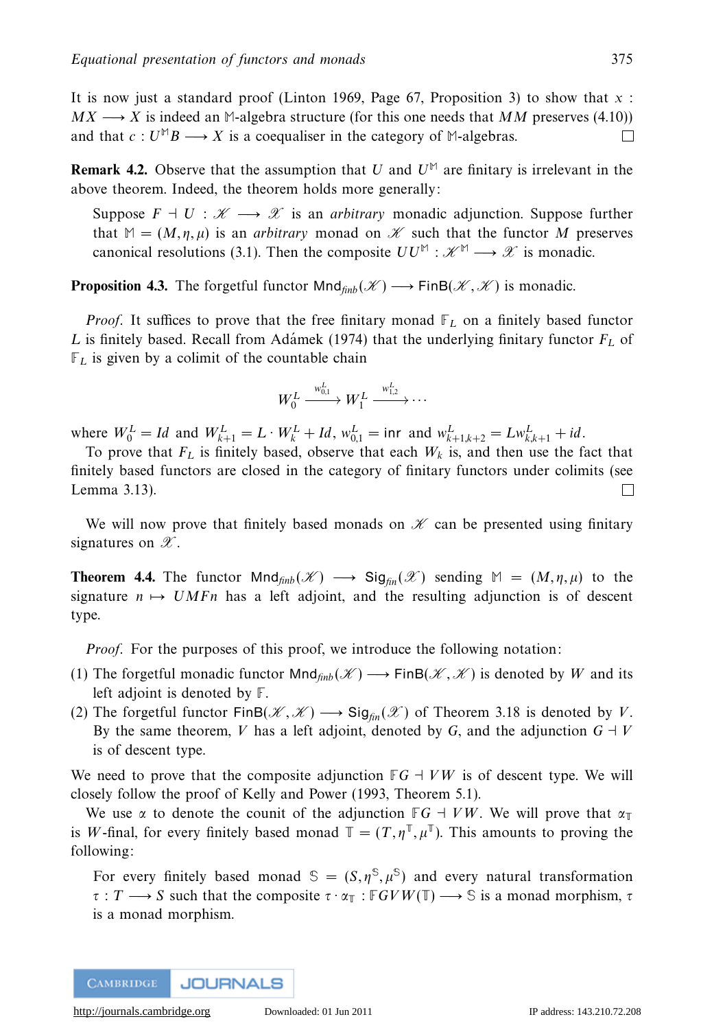It is now just a standard proof (Linton 1969, Page 67, Proposition 3) to show that $x : MX \longrightarrow X$ is indeed an $\mathbb{M}$-algebra structure (for this one needs that $MM$ preserves (4.10)) and that $c : U^{\mathbb{M}}B \longrightarrow X$ is a coequaliser in the category of $\mathbb{M}$-algebras. □

**Remark 4.2.** Observe that the assumption that $U$ and $U^{\mathbb{M}}$ are finitary is irrelevant in the above theorem. Indeed, the theorem holds more generally:

> Suppose $F \dashv U : \mathscr{K} \longrightarrow \mathscr{X}$ is an *arbitrary* monadic adjunction. Suppose further that $\mathbb{M} = (M, \eta, \mu)$ is an *arbitrary* monad on $\mathscr{K}$ such that the functor $M$ preserves canonical resolutions (3.1). Then the composite $UU^{\mathbb{M}} : \mathscr{K}^{\mathbb{M}} \longrightarrow \mathscr{X}$ is monadic.

**Proposition 4.3.** The forgetful functor $\mathsf{Mnd}_{finb}(\mathscr{X}) \longrightarrow \mathsf{FinB}(\mathscr{X}, \mathscr{X})$ is monadic.

*Proof.* It suffices to prove that the free finitary monad $\mathbb{F}_L$ on a finitely based functor $L$ is finitely based. Recall from Adámek (1974) that the underlying finitary functor $F_L$ of $\mathbb{F}_L$ is given by a colimit of the countable chain

$$W_0^L \xrightarrow{w_{0,1}^L} W_1^L \xrightarrow{w_{1,2}^L} \cdots$$

where $W_0^L = Id$ and $W_{k+1}^L = L \cdot W_k^L + Id$, $w_{0,1}^L = \mathsf{inr}$ and $w_{k+1,k+2}^L = Lw_{k,k+1}^L + id$.

To prove that $F_L$ is finitely based, observe that each $W_k$ is, and then use the fact that finitely based functors are closed in the category of finitary functors under colimits (see Lemma 3.13). □

We will now prove that finitely based monads on $\mathscr{X}$ can be presented using finitary signatures on $\mathscr{X}$.

**Theorem 4.4.** The functor $\mathsf{Mnd}_{finb}(\mathscr{X}) \longrightarrow \mathsf{Sig}_{fin}(\mathscr{X})$ sending $\mathbb{M} = (M, \eta, \mu)$ to the signature $n \mapsto UMFn$ has a left adjoint, and the resulting adjunction is of descent type.

*Proof.* For the purposes of this proof, we introduce the following notation:

1. The forgetful monadic functor $\mathsf{Mnd}_{finb}(\mathscr{X}) \longrightarrow \mathsf{FinB}(\mathscr{X}, \mathscr{X})$ is denoted by $W$ and its left adjoint is denoted by $\mathbb{F}$.
2. The forgetful functor $\mathsf{FinB}(\mathscr{X}, \mathscr{X}) \longrightarrow \mathsf{Sig}_{fin}(\mathscr{X})$ of Theorem 3.18 is denoted by $V$. By the same theorem, $V$ has a left adjoint, denoted by $G$, and the adjunction $G \dashv V$ is of descent type.

We need to prove that the composite adjunction $\mathbb{F}G \dashv VW$ is of descent type. We will closely follow the proof of Kelly and Power (1993, Theorem 5.1).

We use $\alpha$ to denote the counit of the adjunction $\mathbb{F}G \dashv VW$. We will prove that $\alpha_{\mathbb{T}}$ is $W$-final, for every finitely based monad $\mathbb{T} = (T, \eta^{\mathbb{T}}, \mu^{\mathbb{T}})$. This amounts to proving the following:

> For every finitely based monad $\mathbb{S} = (S, \eta^{\mathbb{S}}, \mu^{\mathbb{S}})$ and every natural transformation $\tau : T \longrightarrow S$ such that the composite $\tau \cdot \alpha_{\mathbb{T}} : \mathbb{F}GVW(\mathbb{T}) \longrightarrow \mathbb{S}$ is a monad morphism, $\tau$ is a monad morphism.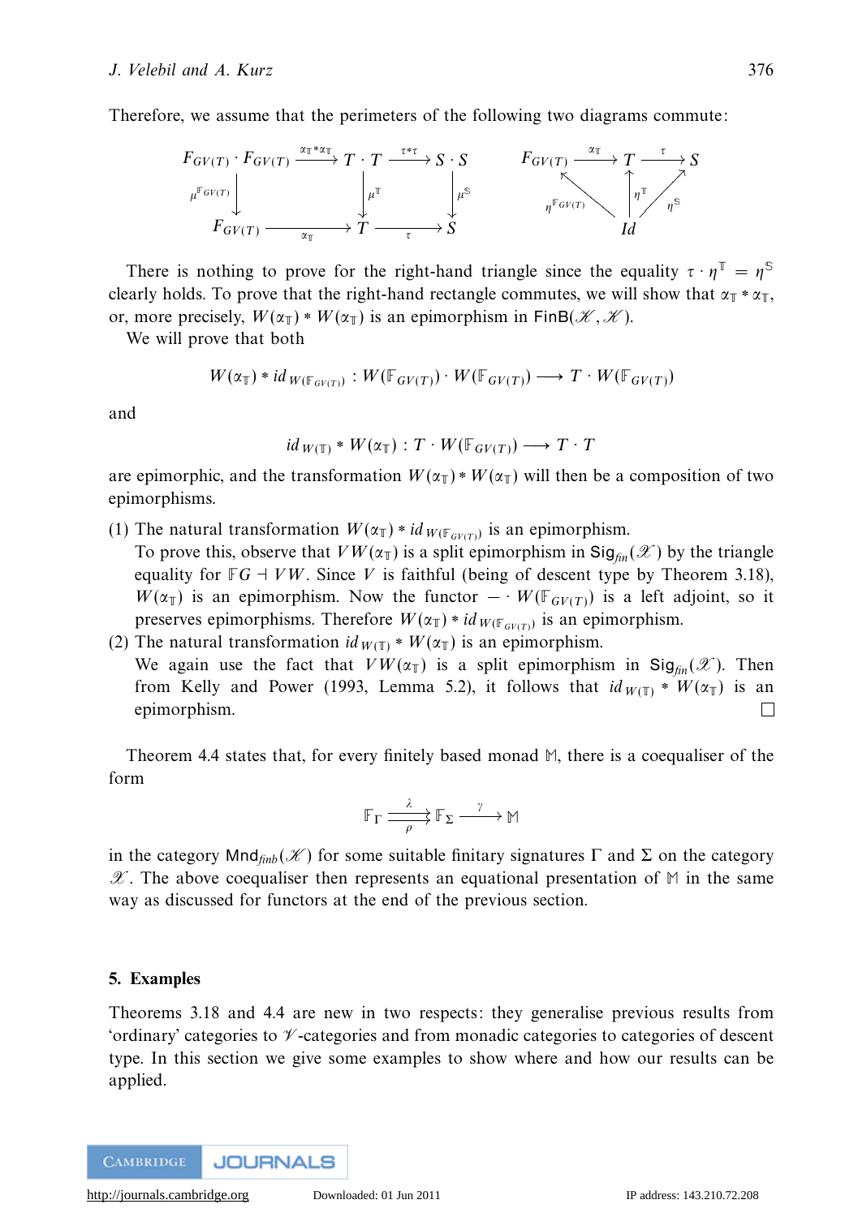Therefore, we assume that the perimeters of the following two diagrams commute:

$$
\begin{array}{ccccc}
F_{GV(T)} \cdot F_{GV(T)} & \xrightarrow{\alpha_{\mathbb{T}} * \alpha_{\mathbb{T}}} & T \cdot T & \xrightarrow{\tau * \tau} & S \cdot S \\
\downarrow{\scriptstyle \mu^{\mathbb{F}_{GV(T)}}} & & \downarrow{\scriptstyle \mu^{\mathbb{T}}} & & \downarrow{\scriptstyle \mu^{\mathbb{S}}} \\
F_{GV(T)} & \xrightarrow{\alpha_{\mathbb{T}}} & T & \xrightarrow{\tau} & S
\end{array}
\qquad
\begin{array}{ccccc}
F_{GV(T)} & \xrightarrow{\alpha_{\mathbb{T}}} & T & \xrightarrow{\tau} & S \\
& {\scriptstyle \eta^{\mathbb{F}_{GV(T)}}} \nwarrow & \uparrow{\scriptstyle \eta^{\mathbb{T}}} & \nearrow {\scriptstyle \eta^{\mathbb{S}}} & \\
& & Id & &
\end{array}
$$

There is nothing to prove for the right-hand triangle since the equality $\tau \cdot \eta^{\mathbb{T}} = \eta^{\mathbb{S}}$ clearly holds. To prove that the right-hand rectangle commutes, we will show that $\alpha_{\mathbb{T}} * \alpha_{\mathbb{T}}$, or, more precisely, $W(\alpha_{\mathbb{T}}) * W(\alpha_{\mathbb{T}})$ is an epimorphism in $\mathsf{FinB}(\mathscr{K}, \mathscr{K})$.

We will prove that both

$$W(\alpha_{\mathbb{T}}) * id_{W(\mathbb{F}_{GV(T)})} : W(\mathbb{F}_{GV(T)}) \cdot W(\mathbb{F}_{GV(T)}) \longrightarrow T \cdot W(\mathbb{F}_{GV(T)})$$

and

$$id_{W(\mathbb{T})} * W(\alpha_{\mathbb{T}}) : T \cdot W(\mathbb{F}_{GV(T)}) \longrightarrow T \cdot T$$

are epimorphic, and the transformation $W(\alpha_{\mathbb{T}}) * W(\alpha_{\mathbb{T}})$ will then be a composition of two epimorphisms.

(1) The natural transformation $W(\alpha_{\mathbb{T}}) * id_{W(\mathbb{F}_{GV(T)})}$ is an epimorphism.
To prove this, observe that $VW(\alpha_{\mathbb{T}})$ is a split epimorphism in $\mathsf{Sig}_{fin}(\mathscr{X})$ by the triangle equality for $\mathbb{F}G \dashv VW$. Since $V$ is faithful (being of descent type by Theorem 3.18), $W(\alpha_{\mathbb{T}})$ is an epimorphism. Now the functor $- \cdot W(\mathbb{F}_{GV(T)})$ is a left adjoint, so it preserves epimorphisms. Therefore $W(\alpha_{\mathbb{T}}) * id_{W(\mathbb{F}_{GV(T)})}$ is an epimorphism.

(2) The natural transformation $id_{W(\mathbb{T})} * W(\alpha_{\mathbb{T}})$ is an epimorphism.
We again use the fact that $VW(\alpha_{\mathbb{T}})$ is a split epimorphism in $\mathsf{Sig}_{fin}(\mathscr{X})$. Then from Kelly and Power (1993, Lemma 5.2), it follows that $id_{W(\mathbb{T})} * W(\alpha_{\mathbb{T}})$ is an epimorphism. □

Theorem 4.4 states that, for every finitely based monad $\mathbb{M}$, there is a coequaliser of the form

$$\mathbb{F}_{\Gamma} \overset{\lambda}{\underset{\rho}{\rightrightarrows}} \mathbb{F}_{\Sigma} \xrightarrow{\gamma} \mathbb{M}$$

in the category $\mathsf{Mnd}_{finb}(\mathscr{K})$ for some suitable finitary signatures $\Gamma$ and $\Sigma$ on the category $\mathscr{X}$. The above coequaliser then represents an equational presentation of $\mathbb{M}$ in the same way as discussed for functors at the end of the previous section.

## 5. Examples

Theorems 3.18 and 4.4 are new in two respects: they generalise previous results from 'ordinary' categories to $\mathscr{V}$-categories and from monadic categories to categories of descent type. In this section we give some examples to show where and how our results can be applied.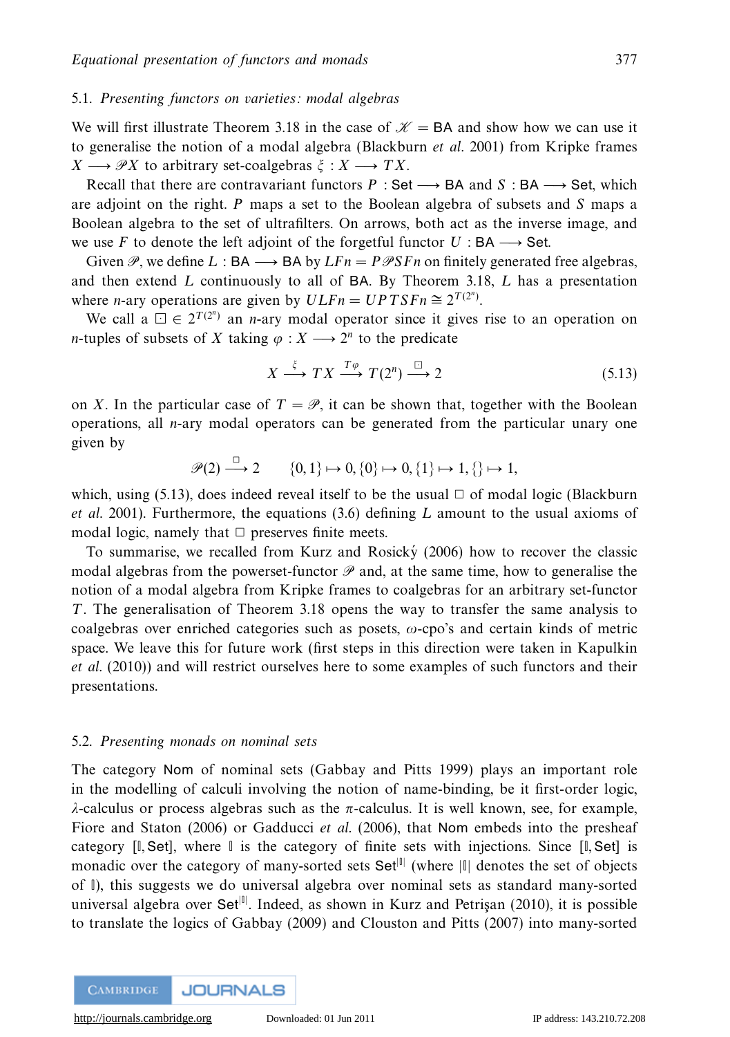### 5.1. *Presenting functors on varieties: modal algebras*

We will first illustrate Theorem 3.18 in the case of $\mathscr{K} = \mathsf{BA}$ and show how we can use it to generalise the notion of a modal algebra (Blackburn *et al.* 2001) from Kripke frames $X \longrightarrow \mathscr{P}X$ to arbitrary set-coalgebras $\xi : X \longrightarrow TX$.

Recall that there are contravariant functors $P : \mathsf{Set} \longrightarrow \mathsf{BA}$ and $S : \mathsf{BA} \longrightarrow \mathsf{Set}$, which are adjoint on the right. $P$ maps a set to the Boolean algebra of subsets and $S$ maps a Boolean algebra to the set of ultrafilters. On arrows, both act as the inverse image, and we use $F$ to denote the left adjoint of the forgetful functor $U : \mathsf{BA} \longrightarrow \mathsf{Set}$.

Given $\mathscr{P}$, we define $L : \mathsf{BA} \longrightarrow \mathsf{BA}$ by $LFn = P\mathscr{P}SFn$ on finitely generated free algebras, and then extend $L$ continuously to all of $\mathsf{BA}$. By Theorem 3.18, $L$ has a presentation where $n$-ary operations are given by $ULFn = UPTSFn \cong 2^{T(2^n)}$.

We call a $\boxdot \in 2^{T(2^n)}$ an $n$-ary modal operator since it gives rise to an operation on $n$-tuples of subsets of $X$ taking $\varphi : X \longrightarrow 2^n$ to the predicate

$$X \xrightarrow{\ \xi\ } TX \xrightarrow{\ T\varphi\ } T(2^n) \xrightarrow{\ \boxdot\ } 2 \tag{5.13}$$

on $X$. In the particular case of $T = \mathscr{P}$, it can be shown that, together with the Boolean operations, all $n$-ary modal operators can be generated from the particular unary one given by

$$\mathscr{P}(2) \xrightarrow{\ \Box\ } 2 \qquad \{0,1\} \mapsto 0, \{0\} \mapsto 0, \{1\} \mapsto 1, \{\} \mapsto 1,$$

which, using (5.13), does indeed reveal itself to be the usual $\Box$ of modal logic (Blackburn *et al.* 2001). Furthermore, the equations (3.6) defining $L$ amount to the usual axioms of modal logic, namely that $\Box$ preserves finite meets.

To summarise, we recalled from Kurz and Rosický (2006) how to recover the classic modal algebras from the powerset-functor $\mathscr{P}$ and, at the same time, how to generalise the notion of a modal algebra from Kripke frames to coalgebras for an arbitrary set-functor $T$. The generalisation of Theorem 3.18 opens the way to transfer the same analysis to coalgebras over enriched categories such as posets, $\omega$-cpo's and certain kinds of metric space. We leave this for future work (first steps in this direction were taken in Kapulkin *et al.* (2010)) and will restrict ourselves here to some examples of such functors and their presentations.

### 5.2. *Presenting monads on nominal sets*

The category $\mathsf{Nom}$ of nominal sets (Gabbay and Pitts 1999) plays an important role in the modelling of calculi involving the notion of name-binding, be it first-order logic, $\lambda$-calculus or process algebras such as the $\pi$-calculus. It is well known, see, for example, Fiore and Staton (2006) or Gadducci *et al.* (2006), that $\mathsf{Nom}$ embeds into the presheaf category $[\mathbb{I}, \mathsf{Set}]$, where $\mathbb{I}$ is the category of finite sets with injections. Since $[\mathbb{I}, \mathsf{Set}]$ is monadic over the category of many-sorted sets $\mathsf{Set}^{|\mathbb{I}|}$ (where $|\mathbb{I}|$ denotes the set of objects of $\mathbb{I}$), this suggests we do universal algebra over nominal sets as standard many-sorted universal algebra over $\mathsf{Set}^{|\mathbb{I}|}$. Indeed, as shown in Kurz and Petrişan (2010), it is possible to translate the logics of Gabbay (2009) and Clouston and Pitts (2007) into many-sorted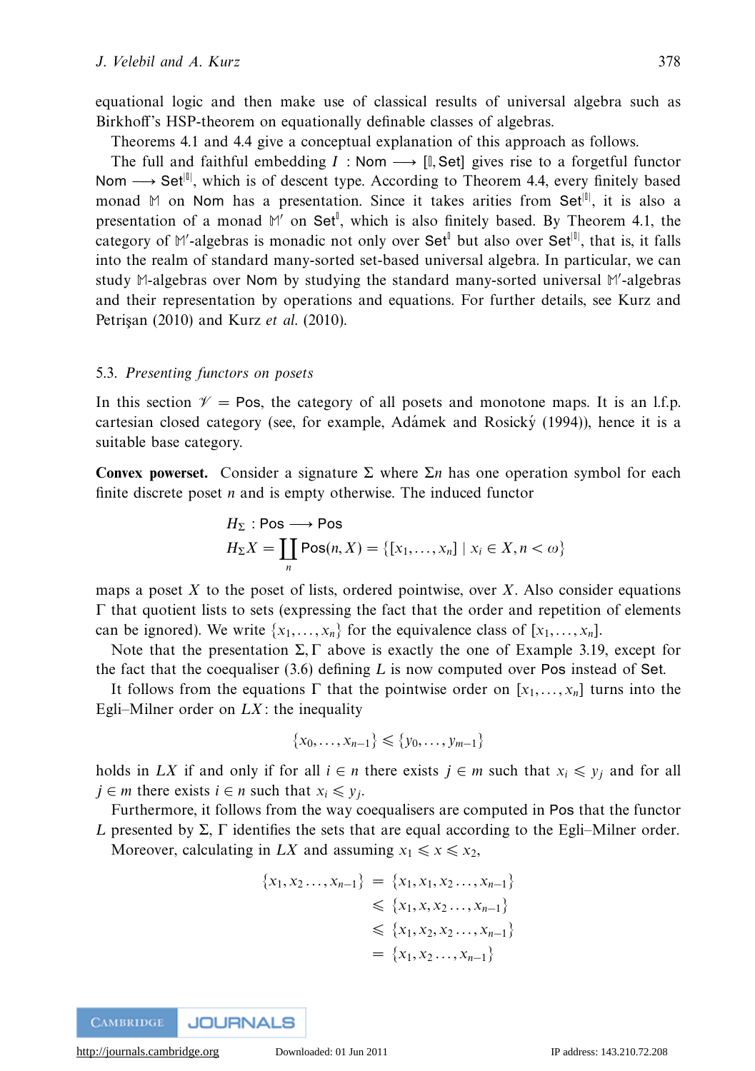equational logic and then make use of classical results of universal algebra such as Birkhoff's HSP-theorem on equationally definable classes of algebras.

Theorems 4.1 and 4.4 give a conceptual explanation of this approach as follows.

The full and faithful embedding $I : \mathsf{Nom} \longrightarrow [\mathbb{I}, \mathsf{Set}]$ gives rise to a forgetful functor $\mathsf{Nom} \longrightarrow \mathsf{Set}^{|\mathbb{I}|}$, which is of descent type. According to Theorem 4.4, every finitely based monad $\mathbb{M}$ on $\mathsf{Nom}$ has a presentation. Since it takes arities from $\mathsf{Set}^{|\mathbb{I}|}$, it is also a presentation of a monad $\mathbb{M}'$ on $\mathsf{Set}^{\mathbb{I}}$, which is also finitely based. By Theorem 4.1, the category of $\mathbb{M}'$-algebras is monadic not only over $\mathsf{Set}^{\mathbb{I}}$ but also over $\mathsf{Set}^{|\mathbb{I}|}$, that is, it falls into the realm of standard many-sorted set-based universal algebra. In particular, we can study $\mathbb{M}$-algebras over $\mathsf{Nom}$ by studying the standard many-sorted universal $\mathbb{M}'$-algebras and their representation by operations and equations. For further details, see Kurz and Petrişan (2010) and Kurz *et al.* (2010).

### 5.3. *Presenting functors on posets*

In this section $\mathscr{V} = \mathsf{Pos}$, the category of all posets and monotone maps. It is an l.f.p. cartesian closed category (see, for example, Adámek and Rosický (1994)), hence it is a suitable base category.

**Convex powerset.** Consider a signature $\Sigma$ where $\Sigma n$ has one operation symbol for each finite discrete poset $n$ and is empty otherwise. The induced functor

$$
\begin{aligned}
&H_\Sigma : \mathsf{Pos} \longrightarrow \mathsf{Pos} \\
&H_\Sigma X = \coprod_n \mathsf{Pos}(n, X) = \{[x_1, \dots, x_n] \mid x_i \in X, n < \omega\}
\end{aligned}
$$

maps a poset $X$ to the poset of lists, ordered pointwise, over $X$. Also consider equations $\Gamma$ that quotient lists to sets (expressing the fact that the order and repetition of elements can be ignored). We write $\{x_1, \dots, x_n\}$ for the equivalence class of $[x_1, \dots, x_n]$.

Note that the presentation $\Sigma, \Gamma$ above is exactly the one of Example 3.19, except for the fact that the coequaliser (3.6) defining $L$ is now computed over $\mathsf{Pos}$ instead of $\mathsf{Set}$.

It follows from the equations $\Gamma$ that the pointwise order on $[x_1, \dots, x_n]$ turns into the Egli–Milner order on $LX$: the inequality

$$
\{x_0, \dots, x_{n-1}\} \leqslant \{y_0, \dots, y_{m-1}\}
$$

holds in $LX$ if and only if for all $i \in n$ there exists $j \in m$ such that $x_i \leqslant y_j$ and for all $j \in m$ there exists $i \in n$ such that $x_i \leqslant y_j$.

Furthermore, it follows from the way coequalisers are computed in $\mathsf{Pos}$ that the functor $L$ presented by $\Sigma$, $\Gamma$ identifies the sets that are equal according to the Egli–Milner order.

Moreover, calculating in $LX$ and assuming $x_1 \leqslant x \leqslant x_2$,

$$
\begin{aligned}
\{x_1, x_2 \dots, x_{n-1}\} &= \{x_1, x_1, x_2 \dots, x_{n-1}\} \\
&\leqslant \{x_1, x, x_2 \dots, x_{n-1}\} \\
&\leqslant \{x_1, x_2, x_2 \dots, x_{n-1}\} \\
&= \{x_1, x_2 \dots, x_{n-1}\}
\end{aligned}
$$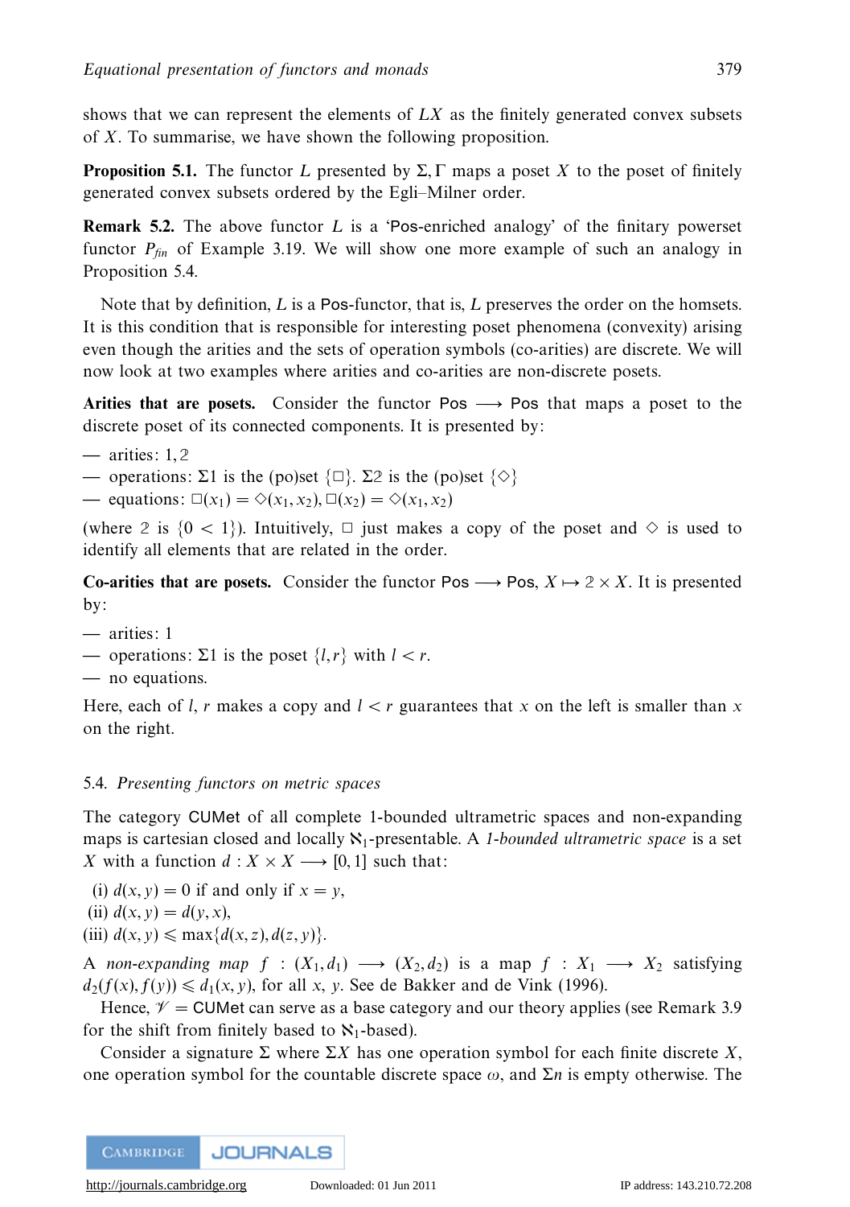shows that we can represent the elements of $LX$ as the finitely generated convex subsets of $X$. To summarise, we have shown the following proposition.

**Proposition 5.1.** The functor $L$ presented by $\Sigma, \Gamma$ maps a poset $X$ to the poset of finitely generated convex subsets ordered by the Egli–Milner order.

**Remark 5.2.** The above functor $L$ is a 'Pos-enriched analogy' of the finitary powerset functor $P_{fin}$ of Example 3.19. We will show one more example of such an analogy in Proposition 5.4.

Note that by definition, $L$ is a Pos-functor, that is, $L$ preserves the order on the homsets. It is this condition that is responsible for interesting poset phenomena (convexity) arising even though the arities and the sets of operation symbols (co-arities) are discrete. We will now look at two examples where arities and co-arities are non-discrete posets.

**Arities that are posets.** Consider the functor $\mathsf{Pos} \longrightarrow \mathsf{Pos}$ that maps a poset to the discrete poset of its connected components. It is presented by:

— arities: $1, \mathbb{2}$
— operations: $\Sigma 1$ is the (po)set $\{\Box\}$. $\Sigma \mathbb{2}$ is the (po)set $\{\Diamond\}$
— equations: $\Box(x_1) = \Diamond(x_1, x_2), \Box(x_2) = \Diamond(x_1, x_2)$

(where $\mathbb{2}$ is $\{0 < 1\}$). Intuitively, $\Box$ just makes a copy of the poset and $\Diamond$ is used to identify all elements that are related in the order.

**Co-arities that are posets.** Consider the functor $\mathsf{Pos} \longrightarrow \mathsf{Pos}$, $X \mapsto \mathbb{2} \times X$. It is presented by:

— arities: 1
— operations: $\Sigma 1$ is the poset $\{l, r\}$ with $l < r$.
— no equations.

Here, each of $l$, $r$ makes a copy and $l < r$ guarantees that $x$ on the left is smaller than $x$ on the right.

### 5.4. *Presenting functors on metric spaces*

The category CUMet of all complete 1-bounded ultrametric spaces and non-expanding maps is cartesian closed and locally $\aleph_1$-presentable. A *1-bounded ultrametric space* is a set $X$ with a function $d : X \times X \longrightarrow [0, 1]$ such that:

(i) $d(x, y) = 0$ if and only if $x = y$,
(ii) $d(x, y) = d(y, x)$,
(iii) $d(x, y) \leqslant \max\{d(x, z), d(z, y)\}$.

A *non-expanding map* $f : (X_1, d_1) \longrightarrow (X_2, d_2)$ is a map $f : X_1 \longrightarrow X_2$ satisfying $d_2(f(x), f(y)) \leqslant d_1(x, y)$, for all $x$, $y$. See de Bakker and de Vink (1996).

Hence, $\mathscr{V} = \mathsf{CUMet}$ can serve as a base category and our theory applies (see Remark 3.9 for the shift from finitely based to $\aleph_1$-based).

Consider a signature $\Sigma$ where $\Sigma X$ has one operation symbol for each finite discrete $X$, one operation symbol for the countable discrete space $\omega$, and $\Sigma n$ is empty otherwise. The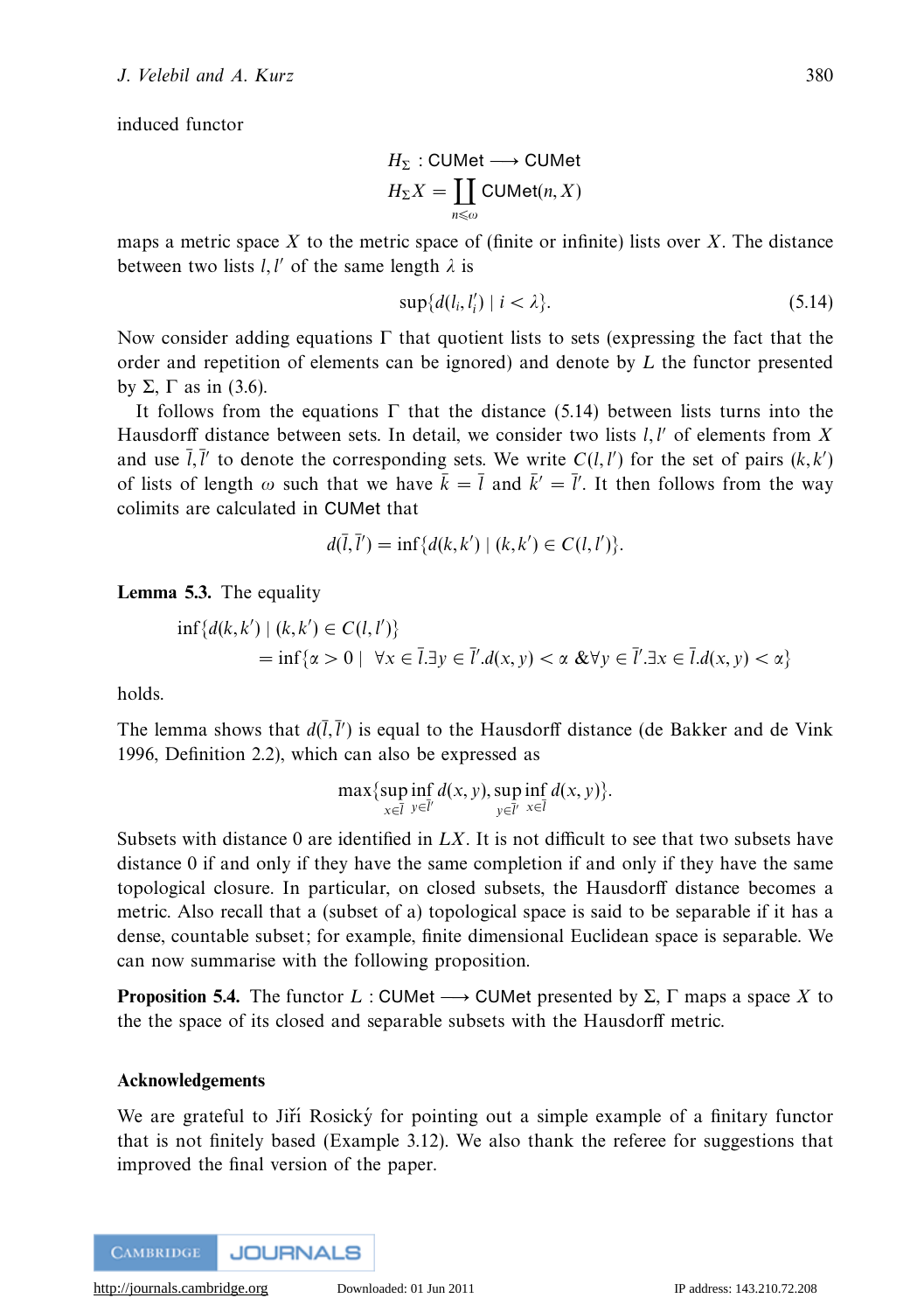induced functor

$$H_\Sigma : \mathsf{CUMet} \longrightarrow \mathsf{CUMet}$$
$$H_\Sigma X = \coprod_{n \leqslant \omega} \mathsf{CUMet}(n, X)$$

maps a metric space $X$ to the metric space of (finite or infinite) lists over $X$. The distance between two lists $l, l'$ of the same length $\lambda$ is

$$\sup\{d(l_i, l'_i) \mid i < \lambda\}. \tag{5.14}$$

Now consider adding equations $\Gamma$ that quotient lists to sets (expressing the fact that the order and repetition of elements can be ignored) and denote by $L$ the functor presented by $\Sigma$, $\Gamma$ as in (3.6).

It follows from the equations $\Gamma$ that the distance (5.14) between lists turns into the Hausdorff distance between sets. In detail, we consider two lists $l, l'$ of elements from $X$ and use $\bar{l}, \bar{l}'$ to denote the corresponding sets. We write $C(l, l')$ for the set of pairs $(k, k')$ of lists of length $\omega$ such that we have $\bar{k} = \bar{l}$ and $\bar{k}' = \bar{l}'$. It then follows from the way colimits are calculated in $\mathsf{CUMet}$ that

$$d(\bar{l}, \bar{l}') = \inf\{d(k, k') \mid (k, k') \in C(l, l')\}.$$

**Lemma 5.3.** The equality

$$\begin{aligned}
&\inf\{d(k, k') \mid (k, k') \in C(l, l')\} \\
&\qquad = \inf\{\alpha > 0 \mid \ \forall x \in \bar{l}.\exists y \in \bar{l}'.d(x, y) < \alpha \ \& \forall y \in \bar{l}'.\exists x \in \bar{l}.d(x, y) < \alpha\}
\end{aligned}$$

holds.

The lemma shows that $d(\bar{l}, \bar{l}')$ is equal to the Hausdorff distance (de Bakker and de Vink 1996, Definition 2.2), which can also be expressed as

$$\max\{\sup_{x \in \bar{l}} \inf_{y \in \bar{l}'} d(x, y), \sup_{y \in \bar{l}'} \inf_{x \in \bar{l}} d(x, y)\}.$$

Subsets with distance 0 are identified in $LX$. It is not difficult to see that two subsets have distance 0 if and only if they have the same completion if and only if they have the same topological closure. In particular, on closed subsets, the Hausdorff distance becomes a metric. Also recall that a (subset of a) topological space is said to be separable if it has a dense, countable subset; for example, finite dimensional Euclidean space is separable. We can now summarise with the following proposition.

**Proposition 5.4.** The functor $L : \mathsf{CUMet} \longrightarrow \mathsf{CUMet}$ presented by $\Sigma$, $\Gamma$ maps a space $X$ to the the space of its closed and separable subsets with the Hausdorff metric.

## Acknowledgements

We are grateful to Jiří Rosický for pointing out a simple example of a finitary functor that is not finitely based (Example 3.12). We also thank the referee for suggestions that improved the final version of the paper.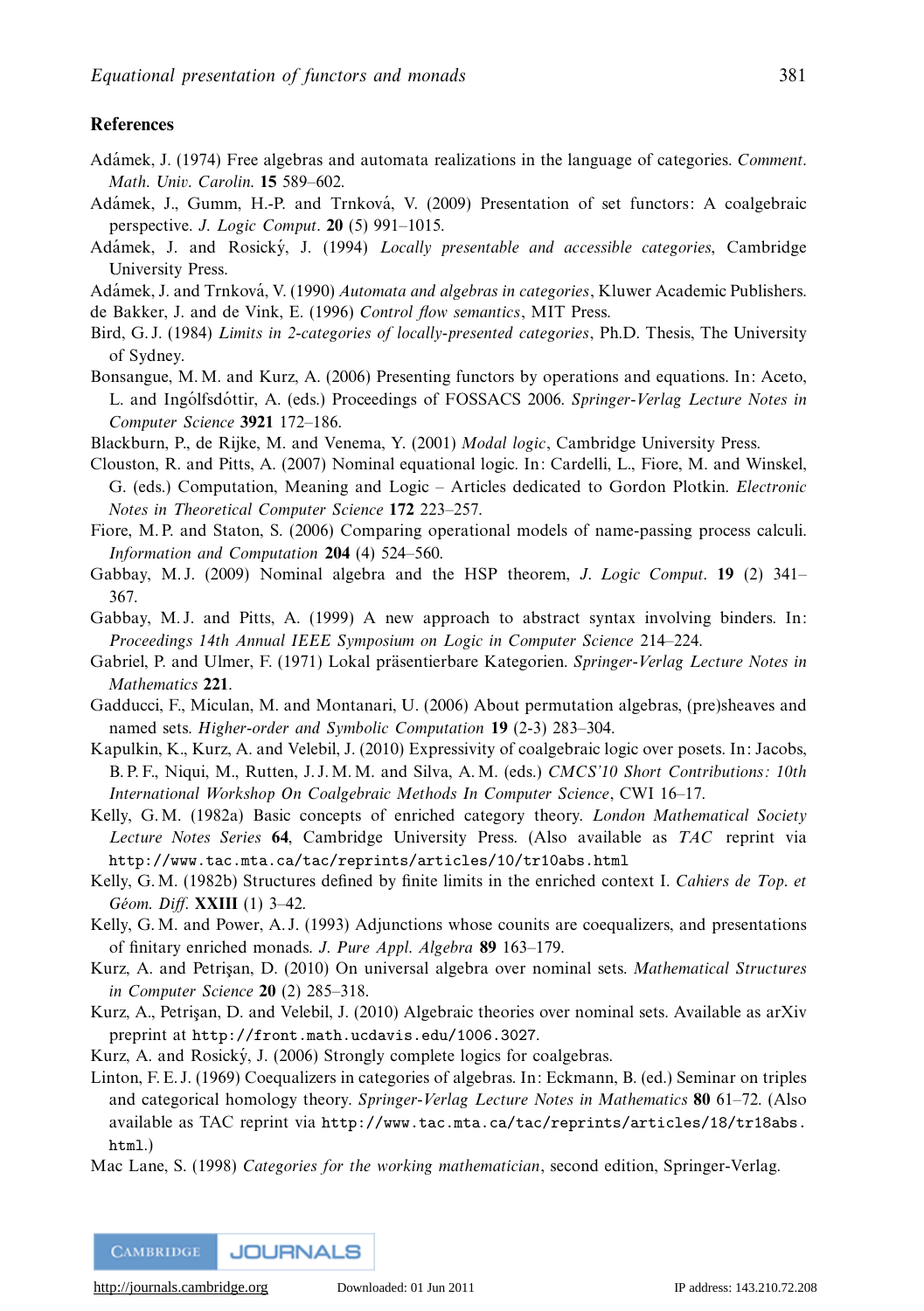## References

Adámek, J. (1974) Free algebras and automata realizations in the language of categories. *Comment. Math. Univ. Carolin.* **15** 589–602.

Adámek, J., Gumm, H.-P. and Trnková, V. (2009) Presentation of set functors: A coalgebraic perspective. *J. Logic Comput.* **20** (5) 991–1015.

Adámek, J. and Rosický, J. (1994) *Locally presentable and accessible categories*, Cambridge University Press.

Adámek, J. and Trnková, V. (1990) *Automata and algebras in categories*, Kluwer Academic Publishers.

de Bakker, J. and de Vink, E. (1996) *Control flow semantics*, MIT Press.

Bird, G. J. (1984) *Limits in 2-categories of locally-presented categories*, Ph.D. Thesis, The University of Sydney.

Bonsangue, M. M. and Kurz, A. (2006) Presenting functors by operations and equations. In: Aceto, L. and Ingólfsdóttir, A. (eds.) Proceedings of FOSSACS 2006. *Springer-Verlag Lecture Notes in Computer Science* **3921** 172–186.

Blackburn, P., de Rijke, M. and Venema, Y. (2001) *Modal logic*, Cambridge University Press.

Clouston, R. and Pitts, A. (2007) Nominal equational logic. In: Cardelli, L., Fiore, M. and Winskel, G. (eds.) Computation, Meaning and Logic – Articles dedicated to Gordon Plotkin. *Electronic Notes in Theoretical Computer Science* **172** 223–257.

Fiore, M. P. and Staton, S. (2006) Comparing operational models of name-passing process calculi. *Information and Computation* **204** (4) 524–560.

Gabbay, M. J. (2009) Nominal algebra and the HSP theorem, *J. Logic Comput.* **19** (2) 341–367.

Gabbay, M. J. and Pitts, A. (1999) A new approach to abstract syntax involving binders. In: *Proceedings 14th Annual IEEE Symposium on Logic in Computer Science* 214–224.

Gabriel, P. and Ulmer, F. (1971) Lokal präsentierbare Kategorien. *Springer-Verlag Lecture Notes in Mathematics* **221**.

Gadducci, F., Miculan, M. and Montanari, U. (2006) About permutation algebras, (pre)sheaves and named sets. *Higher-order and Symbolic Computation* **19** (2-3) 283–304.

Kapulkin, K., Kurz, A. and Velebil, J. (2010) Expressivity of coalgebraic logic over posets. In: Jacobs, B. P. F., Niqui, M., Rutten, J. J. M. M. and Silva, A. M. (eds.) *CMCS'10 Short Contributions: 10th International Workshop On Coalgebraic Methods In Computer Science*, CWI 16–17.

Kelly, G. M. (1982a) Basic concepts of enriched category theory. *London Mathematical Society Lecture Notes Series* **64**, Cambridge University Press. (Also available as *TAC* reprint via `http://www.tac.mta.ca/tac/reprints/articles/10/tr10abs.html`

Kelly, G. M. (1982b) Structures defined by finite limits in the enriched context I. *Cahiers de Top. et Géom. Diff.* **XXIII** (1) 3–42.

Kelly, G. M. and Power, A. J. (1993) Adjunctions whose counits are coequalizers, and presentations of finitary enriched monads. *J. Pure Appl. Algebra* **89** 163–179.

Kurz, A. and Petrişan, D. (2010) On universal algebra over nominal sets. *Mathematical Structures in Computer Science* **20** (2) 285–318.

Kurz, A., Petrişan, D. and Velebil, J. (2010) Algebraic theories over nominal sets. Available as arXiv preprint at `http://front.math.ucdavis.edu/1006.3027`.

Kurz, A. and Rosický, J. (2006) Strongly complete logics for coalgebras.

Linton, F. E. J. (1969) Coequalizers in categories of algebras. In: Eckmann, B. (ed.) Seminar on triples and categorical homology theory. *Springer-Verlag Lecture Notes in Mathematics* **80** 61–72. (Also available as TAC reprint via `http://www.tac.mta.ca/tac/reprints/articles/18/tr18abs.html`.)

Mac Lane, S. (1998) *Categories for the working mathematician*, second edition, Springer-Verlag.